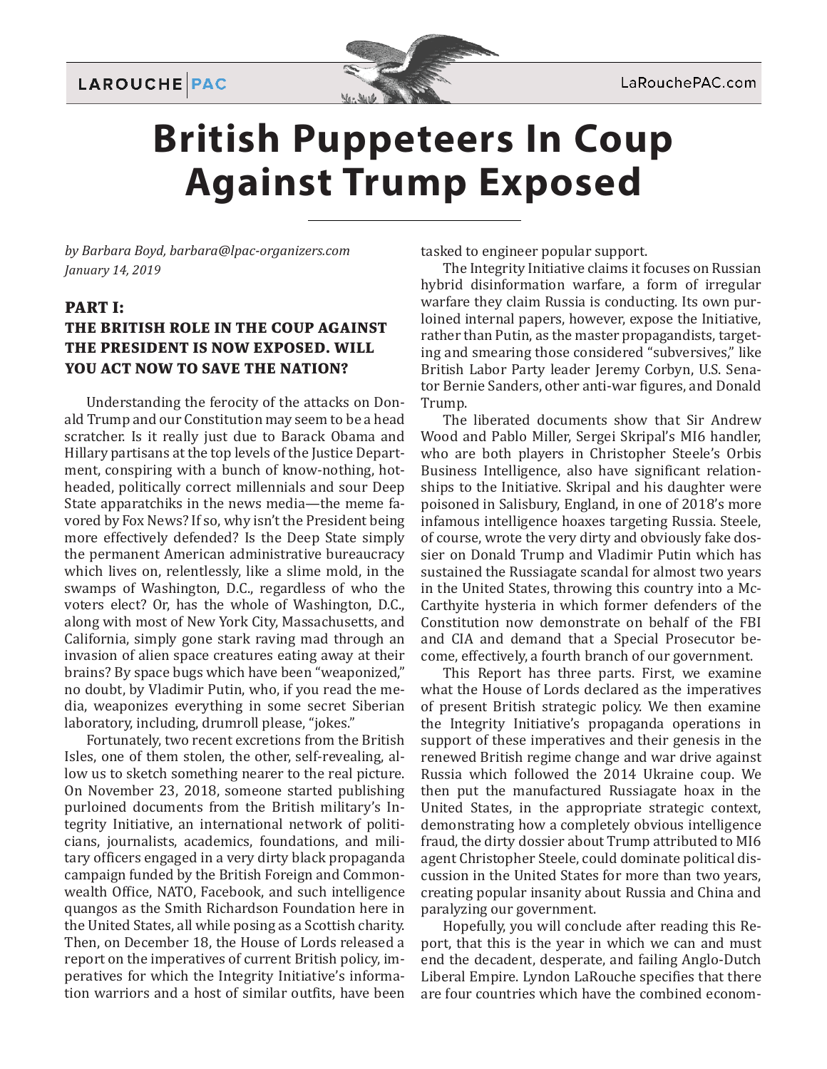# British Puppeteers In Coup Against Trump Exposed

*by Barbara Boyd, barbara@lpac-organizers.com*
*January 14, 2019*

## PART I: THE BRITISH ROLE IN THE COUP AGAINST THE PRESIDENT IS NOW EXPOSED. WILL YOU ACT NOW TO SAVE THE NATION?

Understanding the ferocity of the attacks on Donald Trump and our Constitution may seem to be a head scratcher. Is it really just due to Barack Obama and Hillary partisans at the top levels of the Justice Department, conspiring with a bunch of know-nothing, hotheaded, politically correct millennials and sour Deep State apparatchiks in the news media—the meme favored by Fox News? If so, why isn't the President being more effectively defended? Is the Deep State simply the permanent American administrative bureaucracy which lives on, relentlessly, like a slime mold, in the swamps of Washington, D.C., regardless of who the voters elect? Or, has the whole of Washington, D.C., along with most of New York City, Massachusetts, and California, simply gone stark raving mad through an invasion of alien space creatures eating away at their brains? By space bugs which have been "weaponized," no doubt, by Vladimir Putin, who, if you read the media, weaponizes everything in some secret Siberian laboratory, including, drumroll please, "jokes."

Fortunately, two recent excretions from the British Isles, one of them stolen, the other, self-revealing, allow us to sketch something nearer to the real picture. On November 23, 2018, someone started publishing purloined documents from the British military's Integrity Initiative, an international network of politicians, journalists, academics, foundations, and military officers engaged in a very dirty black propaganda campaign funded by the British Foreign and Commonwealth Office, NATO, Facebook, and such intelligence quangos as the Smith Richardson Foundation here in the United States, all while posing as a Scottish charity. Then, on December 18, the House of Lords released a report on the imperatives of current British policy, imperatives for which the Integrity Initiative's information warriors and a host of similar outfits, have been tasked to engineer popular support.

The Integrity Initiative claims it focuses on Russian hybrid disinformation warfare, a form of irregular warfare they claim Russia is conducting. Its own purloined internal papers, however, expose the Initiative, rather than Putin, as the master propagandists, targeting and smearing those considered "subversives," like British Labor Party leader Jeremy Corbyn, U.S. Senator Bernie Sanders, other anti-war figures, and Donald Trump.

The liberated documents show that Sir Andrew Wood and Pablo Miller, Sergei Skripal's MI6 handler, who are both players in Christopher Steele's Orbis Business Intelligence, also have significant relationships to the Initiative. Skripal and his daughter were poisoned in Salisbury, England, in one of 2018's more infamous intelligence hoaxes targeting Russia. Steele, of course, wrote the very dirty and obviously fake dossier on Donald Trump and Vladimir Putin which has sustained the Russiagate scandal for almost two years in the United States, throwing this country into a McCarthyite hysteria in which former defenders of the Constitution now demonstrate on behalf of the FBI and CIA and demand that a Special Prosecutor become, effectively, a fourth branch of our government.

This Report has three parts. First, we examine what the House of Lords declared as the imperatives of present British strategic policy. We then examine the Integrity Initiative's propaganda operations in support of these imperatives and their genesis in the renewed British regime change and war drive against Russia which followed the 2014 Ukraine coup. We then put the manufactured Russiagate hoax in the United States, in the appropriate strategic context, demonstrating how a completely obvious intelligence fraud, the dirty dossier about Trump attributed to MI6 agent Christopher Steele, could dominate political discussion in the United States for more than two years, creating popular insanity about Russia and China and paralyzing our government.

Hopefully, you will conclude after reading this Report, that this is the year in which we can and must end the decadent, desperate, and failing Anglo-Dutch Liberal Empire. Lyndon LaRouche specifies that there are four countries which have the combined econom-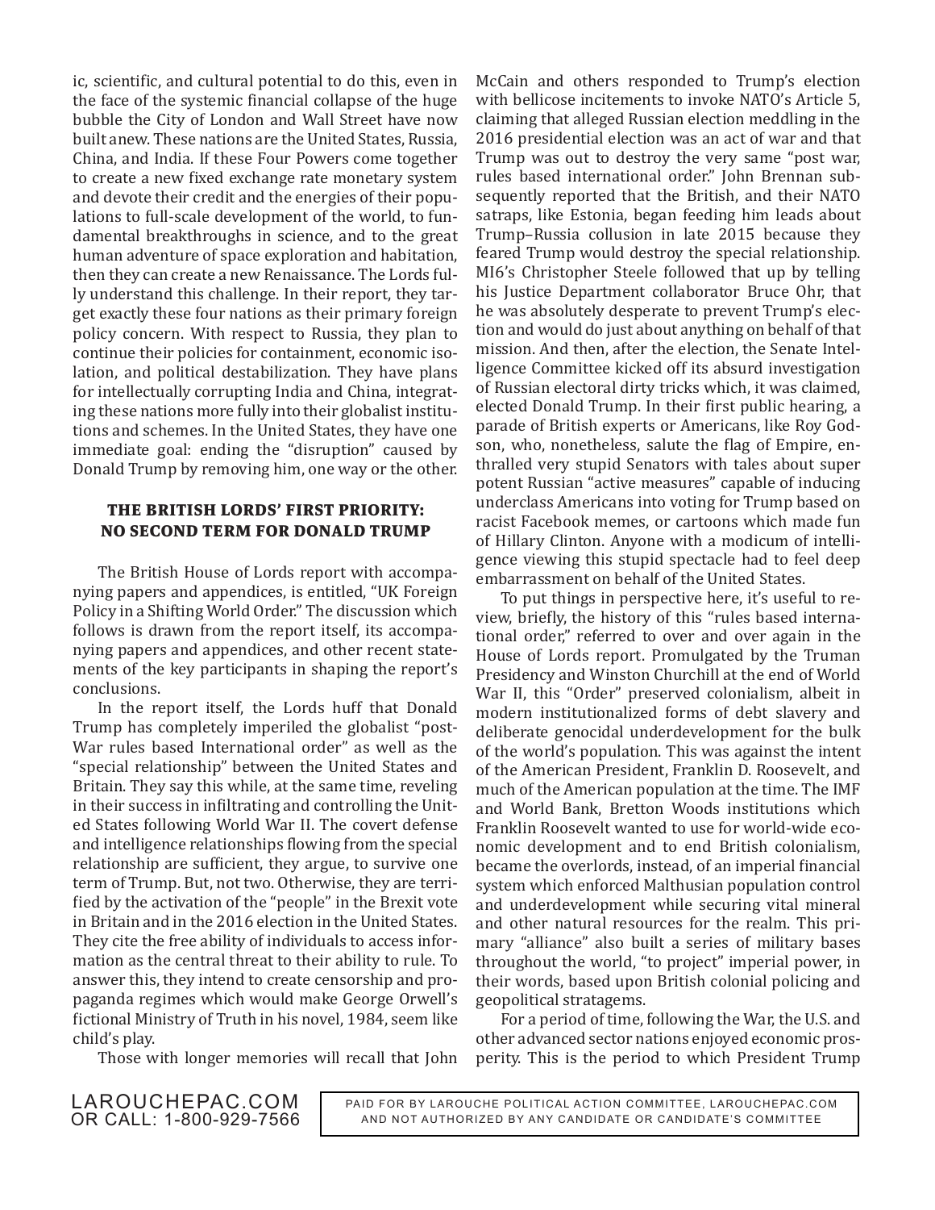ic, scientific, and cultural potential to do this, even in the face of the systemic financial collapse of the huge bubble the City of London and Wall Street have now built anew. These nations are the United States, Russia, China, and India. If these Four Powers come together to create a new fixed exchange rate monetary system and devote their credit and the energies of their populations to full-scale development of the world, to fundamental breakthroughs in science, and to the great human adventure of space exploration and habitation, then they can create a new Renaissance. The Lords fully understand this challenge. In their report, they target exactly these four nations as their primary foreign policy concern. With respect to Russia, they plan to continue their policies for containment, economic isolation, and political destabilization. They have plans for intellectually corrupting India and China, integrating these nations more fully into their globalist institutions and schemes. In the United States, they have one immediate goal: ending the "disruption" caused by Donald Trump by removing him, one way or the other.

## THE BRITISH LORDS' FIRST PRIORITY: NO SECOND TERM FOR DONALD TRUMP

The British House of Lords report with accompanying papers and appendices, is entitled, "UK Foreign Policy in a Shifting World Order." The discussion which follows is drawn from the report itself, its accompanying papers and appendices, and other recent statements of the key participants in shaping the report's conclusions.

In the report itself, the Lords huff that Donald Trump has completely imperiled the globalist "post-War rules based International order" as well as the "special relationship" between the United States and Britain. They say this while, at the same time, reveling in their success in infiltrating and controlling the United States following World War II. The covert defense and intelligence relationships flowing from the special relationship are sufficient, they argue, to survive one term of Trump. But, not two. Otherwise, they are terrified by the activation of the "people" in the Brexit vote in Britain and in the 2016 election in the United States. They cite the free ability of individuals to access information as the central threat to their ability to rule. To answer this, they intend to create censorship and propaganda regimes which would make George Orwell's fictional Ministry of Truth in his novel, 1984, seem like child's play.

Those with longer memories will recall that John McCain and others responded to Trump's election with bellicose incitements to invoke NATO's Article 5, claiming that alleged Russian election meddling in the 2016 presidential election was an act of war and that Trump was out to destroy the very same "post war, rules based international order." John Brennan subsequently reported that the British, and their NATO satraps, like Estonia, began feeding him leads about Trump–Russia collusion in late 2015 because they feared Trump would destroy the special relationship. MI6's Christopher Steele followed that up by telling his Justice Department collaborator Bruce Ohr, that he was absolutely desperate to prevent Trump's election and would do just about anything on behalf of that mission. And then, after the election, the Senate Intelligence Committee kicked off its absurd investigation of Russian electoral dirty tricks which, it was claimed, elected Donald Trump. In their first public hearing, a parade of British experts or Americans, like Roy Godson, who, nonetheless, salute the flag of Empire, enthralled very stupid Senators with tales about super potent Russian "active measures" capable of inducing underclass Americans into voting for Trump based on racist Facebook memes, or cartoons which made fun of Hillary Clinton. Anyone with a modicum of intelligence viewing this stupid spectacle had to feel deep embarrassment on behalf of the United States.

To put things in perspective here, it's useful to review, briefly, the history of this "rules based international order," referred to over and over again in the House of Lords report. Promulgated by the Truman Presidency and Winston Churchill at the end of World War II, this "Order" preserved colonialism, albeit in modern institutionalized forms of debt slavery and deliberate genocidal underdevelopment for the bulk of the world's population. This was against the intent of the American President, Franklin D. Roosevelt, and much of the American population at the time. The IMF and World Bank, Bretton Woods institutions which Franklin Roosevelt wanted to use for world-wide economic development and to end British colonialism, became the overlords, instead, of an imperial financial system which enforced Malthusian population control and underdevelopment while securing vital mineral and other natural resources for the realm. This primary "alliance" also built a series of military bases throughout the world, "to project" imperial power, in their words, based upon British colonial policing and geopolitical stratagems.

For a period of time, following the War, the U.S. and other advanced sector nations enjoyed economic prosperity. This is the period to which President Trump

LAROUCHEPAC.COM
OR CALL: 1-800-929-7566

PAID FOR BY LAROUCHE POLITICAL ACTION COMMITTEE, LAROUCHEPAC.COM AND NOT AUTHORIZED BY ANY CANDIDATE OR CANDIDATE'S COMMITTEE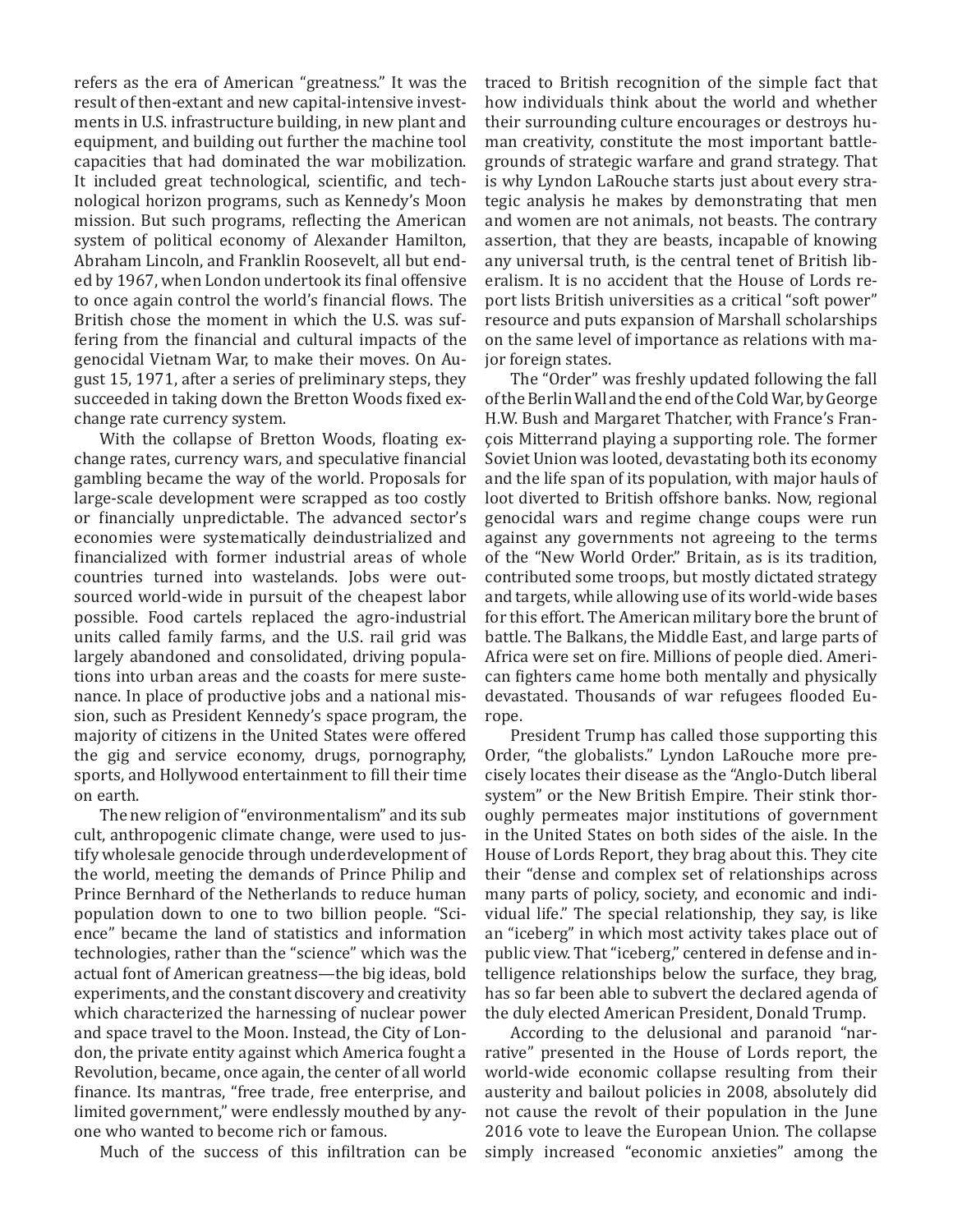refers as the era of American "greatness." It was the result of then-extant and new capital-intensive investments in U.S. infrastructure building, in new plant and equipment, and building out further the machine tool capacities that had dominated the war mobilization. It included great technological, scientific, and technological horizon programs, such as Kennedy's Moon mission. But such programs, reflecting the American system of political economy of Alexander Hamilton, Abraham Lincoln, and Franklin Roosevelt, all but ended by 1967, when London undertook its final offensive to once again control the world's financial flows. The British chose the moment in which the U.S. was suffering from the financial and cultural impacts of the genocidal Vietnam War, to make their moves. On August 15, 1971, after a series of preliminary steps, they succeeded in taking down the Bretton Woods fixed exchange rate currency system.

With the collapse of Bretton Woods, floating exchange rates, currency wars, and speculative financial gambling became the way of the world. Proposals for large-scale development were scrapped as too costly or financially unpredictable. The advanced sector's economies were systematically deindustrialized and financialized with former industrial areas of whole countries turned into wastelands. Jobs were outsourced world-wide in pursuit of the cheapest labor possible. Food cartels replaced the agro-industrial units called family farms, and the U.S. rail grid was largely abandoned and consolidated, driving populations into urban areas and the coasts for mere sustenance. In place of productive jobs and a national mission, such as President Kennedy's space program, the majority of citizens in the United States were offered the gig and service economy, drugs, pornography, sports, and Hollywood entertainment to fill their time on earth.

The new religion of "environmentalism" and its sub cult, anthropogenic climate change, were used to justify wholesale genocide through underdevelopment of the world, meeting the demands of Prince Philip and Prince Bernhard of the Netherlands to reduce human population down to one to two billion people. "Science" became the land of statistics and information technologies, rather than the "science" which was the actual font of American greatness—the big ideas, bold experiments, and the constant discovery and creativity which characterized the harnessing of nuclear power and space travel to the Moon. Instead, the City of London, the private entity against which America fought a Revolution, became, once again, the center of all world finance. Its mantras, "free trade, free enterprise, and limited government," were endlessly mouthed by anyone who wanted to become rich or famous.

Much of the success of this infiltration can be traced to British recognition of the simple fact that how individuals think about the world and whether their surrounding culture encourages or destroys human creativity, constitute the most important battlegrounds of strategic warfare and grand strategy. That is why Lyndon LaRouche starts just about every strategic analysis he makes by demonstrating that men and women are not animals, not beasts. The contrary assertion, that they are beasts, incapable of knowing any universal truth, is the central tenet of British liberalism. It is no accident that the House of Lords report lists British universities as a critical "soft power" resource and puts expansion of Marshall scholarships on the same level of importance as relations with major foreign states.

The "Order" was freshly updated following the fall of the Berlin Wall and the end of the Cold War, by George H.W. Bush and Margaret Thatcher, with France's François Mitterrand playing a supporting role. The former Soviet Union was looted, devastating both its economy and the life span of its population, with major hauls of loot diverted to British offshore banks. Now, regional genocidal wars and regime change coups were run against any governments not agreeing to the terms of the "New World Order." Britain, as is its tradition, contributed some troops, but mostly dictated strategy and targets, while allowing use of its world-wide bases for this effort. The American military bore the brunt of battle. The Balkans, the Middle East, and large parts of Africa were set on fire. Millions of people died. American fighters came home both mentally and physically devastated. Thousands of war refugees flooded Europe.

President Trump has called those supporting this Order, "the globalists." Lyndon LaRouche more precisely locates their disease as the "Anglo-Dutch liberal system" or the New British Empire. Their stink thoroughly permeates major institutions of government in the United States on both sides of the aisle. In the House of Lords Report, they brag about this. They cite their "dense and complex set of relationships across many parts of policy, society, and economic and individual life." The special relationship, they say, is like an "iceberg" in which most activity takes place out of public view. That "iceberg," centered in defense and intelligence relationships below the surface, they brag, has so far been able to subvert the declared agenda of the duly elected American President, Donald Trump.

According to the delusional and paranoid "narrative" presented in the House of Lords report, the world-wide economic collapse resulting from their austerity and bailout policies in 2008, absolutely did not cause the revolt of their population in the June 2016 vote to leave the European Union. The collapse simply increased "economic anxieties" among the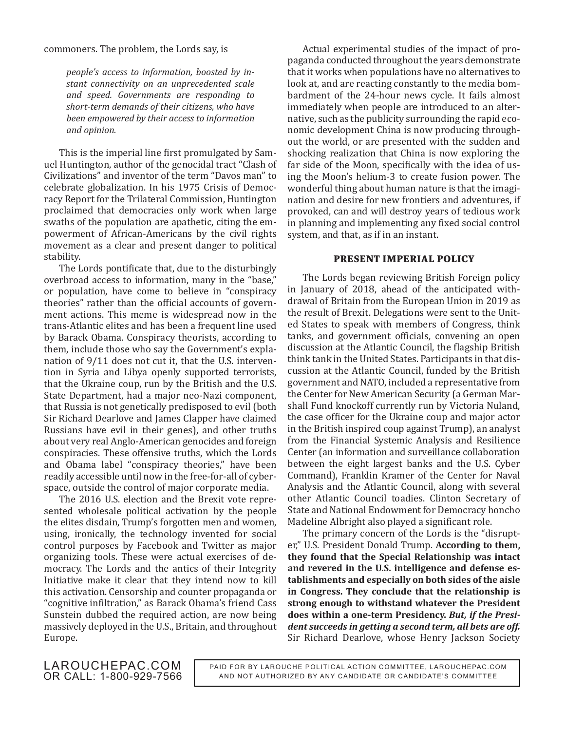commoners. The problem, the Lords say, is

> *people's access to information, boosted by instant connectivity on an unprecedented scale and speed. Governments are responding to short-term demands of their citizens, who have been empowered by their access to information and opinion.*

This is the imperial line first promulgated by Samuel Huntington, author of the genocidal tract "Clash of Civilizations" and inventor of the term "Davos man" to celebrate globalization. In his 1975 Crisis of Democracy Report for the Trilateral Commission, Huntington proclaimed that democracies only work when large swaths of the population are apathetic, citing the empowerment of African-Americans by the civil rights movement as a clear and present danger to political stability.

The Lords pontificate that, due to the disturbingly overbroad access to information, many in the "base," or population, have come to believe in "conspiracy theories" rather than the official accounts of government actions. This meme is widespread now in the trans-Atlantic elites and has been a frequent line used by Barack Obama. Conspiracy theorists, according to them, include those who say the Government's explanation of 9/11 does not cut it, that the U.S. intervention in Syria and Libya openly supported terrorists, that the Ukraine coup, run by the British and the U.S. State Department, had a major neo-Nazi component, that Russia is not genetically predisposed to evil (both Sir Richard Dearlove and James Clapper have claimed Russians have evil in their genes), and other truths about very real Anglo-American genocides and foreign conspiracies. These offensive truths, which the Lords and Obama label "conspiracy theories," have been readily accessible until now in the free-for-all of cyberspace, outside the control of major corporate media.

The 2016 U.S. election and the Brexit vote represented wholesale political activation by the people the elites disdain, Trump's forgotten men and women, using, ironically, the technology invented for social control purposes by Facebook and Twitter as major organizing tools. These were actual exercises of democracy. The Lords and the antics of their Integrity Initiative make it clear that they intend now to kill this activation. Censorship and counter propaganda or "cognitive infiltration," as Barack Obama's friend Cass Sunstein dubbed the required action, are now being massively deployed in the U.S., Britain, and throughout Europe.

Actual experimental studies of the impact of propaganda conducted throughout the years demonstrate that it works when populations have no alternatives to look at, and are reacting constantly to the media bombardment of the 24-hour news cycle. It fails almost immediately when people are introduced to an alternative, such as the publicity surrounding the rapid economic development China is now producing throughout the world, or are presented with the sudden and shocking realization that China is now exploring the far side of the Moon, specifically with the idea of using the Moon's helium-3 to create fusion power. The wonderful thing about human nature is that the imagination and desire for new frontiers and adventures, if provoked, can and will destroy years of tedious work in planning and implementing any fixed social control system, and that, as if in an instant.

## PRESENT IMPERIAL POLICY

The Lords began reviewing British Foreign policy in January of 2018, ahead of the anticipated withdrawal of Britain from the European Union in 2019 as the result of Brexit. Delegations were sent to the United States to speak with members of Congress, think tanks, and government officials, convening an open discussion at the Atlantic Council, the flagship British think tank in the United States. Participants in that discussion at the Atlantic Council, funded by the British government and NATO, included a representative from the Center for New American Security (a German Marshall Fund knockoff currently run by Victoria Nuland, the case officer for the Ukraine coup and major actor in the British inspired coup against Trump), an analyst from the Financial Systemic Analysis and Resilience Center (an information and surveillance collaboration between the eight largest banks and the U.S. Cyber Command), Franklin Kramer of the Center for Naval Analysis and the Atlantic Council, along with several other Atlantic Council toadies. Clinton Secretary of State and National Endowment for Democracy honcho Madeline Albright also played a significant role.

The primary concern of the Lords is the "disrupter," U.S. President Donald Trump. **According to them, they found that the Special Relationship was intact and revered in the U.S. intelligence and defense establishments and especially on both sides of the aisle in Congress. They conclude that the relationship is strong enough to withstand whatever the President does within a one-term Presidency. *But, if the President succeeds in getting a second term, all bets are off.*** Sir Richard Dearlove, whose Henry Jackson Society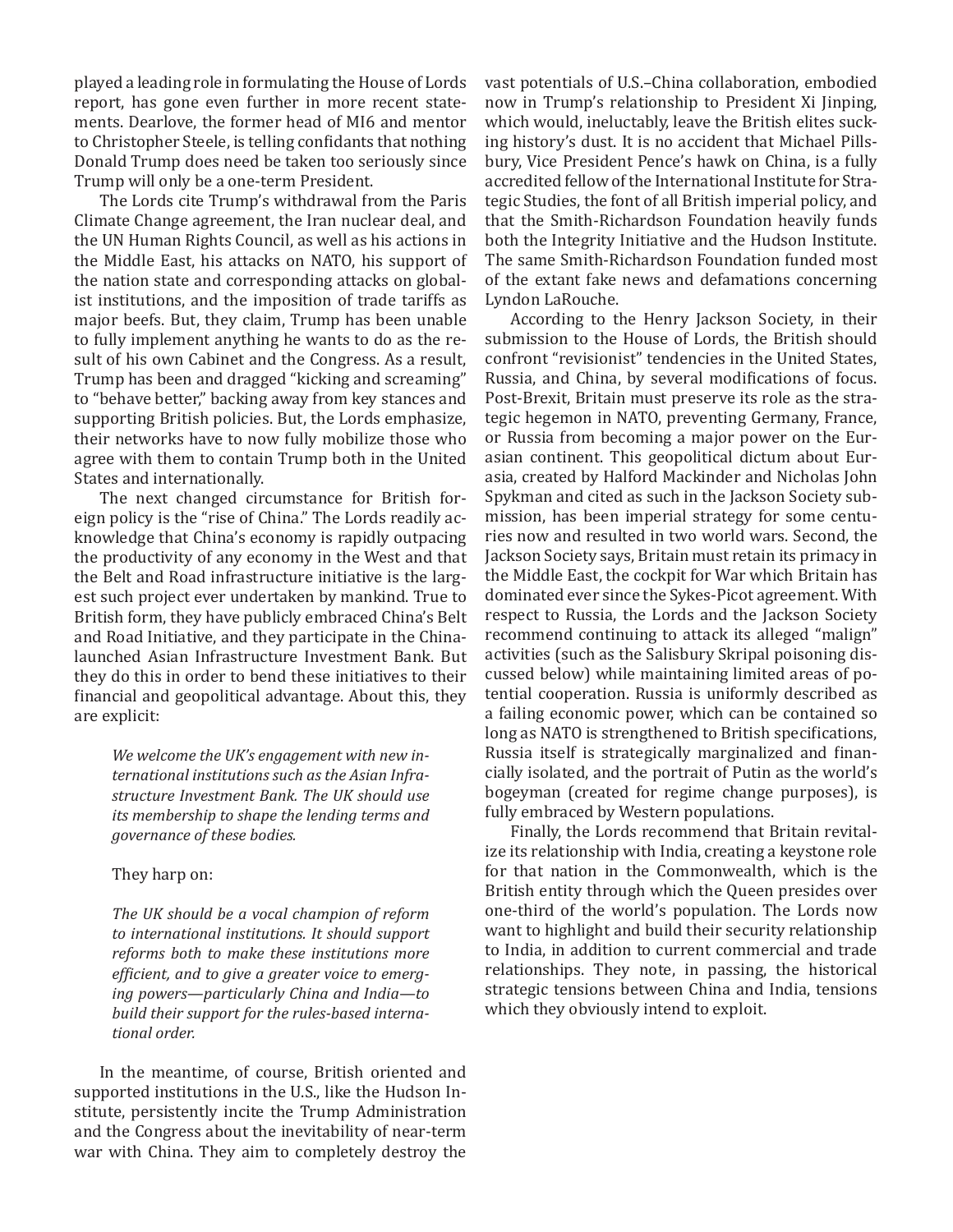played a leading role in formulating the House of Lords report, has gone even further in more recent statements. Dearlove, the former head of MI6 and mentor to Christopher Steele, is telling confidants that nothing Donald Trump does need be taken too seriously since Trump will only be a one-term President.

The Lords cite Trump's withdrawal from the Paris Climate Change agreement, the Iran nuclear deal, and the UN Human Rights Council, as well as his actions in the Middle East, his attacks on NATO, his support of the nation state and corresponding attacks on globalist institutions, and the imposition of trade tariffs as major beefs. But, they claim, Trump has been unable to fully implement anything he wants to do as the result of his own Cabinet and the Congress. As a result, Trump has been and dragged "kicking and screaming" to "behave better," backing away from key stances and supporting British policies. But, the Lords emphasize, their networks have to now fully mobilize those who agree with them to contain Trump both in the United States and internationally.

The next changed circumstance for British foreign policy is the "rise of China." The Lords readily acknowledge that China's economy is rapidly outpacing the productivity of any economy in the West and that the Belt and Road infrastructure initiative is the largest such project ever undertaken by mankind. True to British form, they have publicly embraced China's Belt and Road Initiative, and they participate in the China-launched Asian Infrastructure Investment Bank. But they do this in order to bend these initiatives to their financial and geopolitical advantage. About this, they are explicit:

> *We welcome the UK's engagement with new international institutions such as the Asian Infrastructure Investment Bank. The UK should use its membership to shape the lending terms and governance of these bodies.*

They harp on:

> *The UK should be a vocal champion of reform to international institutions. It should support reforms both to make these institutions more efficient, and to give a greater voice to emerging powers—particularly China and India—to build their support for the rules-based international order.*

In the meantime, of course, British oriented and supported institutions in the U.S., like the Hudson Institute, persistently incite the Trump Administration and the Congress about the inevitability of near-term war with China. They aim to completely destroy the vast potentials of U.S.–China collaboration, embodied now in Trump's relationship to President Xi Jinping, which would, ineluctably, leave the British elites sucking history's dust. It is no accident that Michael Pillsbury, Vice President Pence's hawk on China, is a fully accredited fellow of the International Institute for Strategic Studies, the font of all British imperial policy, and that the Smith-Richardson Foundation heavily funds both the Integrity Initiative and the Hudson Institute. The same Smith-Richardson Foundation funded most of the extant fake news and defamations concerning Lyndon LaRouche.

According to the Henry Jackson Society, in their submission to the House of Lords, the British should confront "revisionist" tendencies in the United States, Russia, and China, by several modifications of focus. Post-Brexit, Britain must preserve its role as the strategic hegemon in NATO, preventing Germany, France, or Russia from becoming a major power on the Eurasian continent. This geopolitical dictum about Eurasia, created by Halford Mackinder and Nicholas John Spykman and cited as such in the Jackson Society submission, has been imperial strategy for some centuries now and resulted in two world wars. Second, the Jackson Society says, Britain must retain its primacy in the Middle East, the cockpit for War which Britain has dominated ever since the Sykes-Picot agreement. With respect to Russia, the Lords and the Jackson Society recommend continuing to attack its alleged "malign" activities (such as the Salisbury Skripal poisoning discussed below) while maintaining limited areas of potential cooperation. Russia is uniformly described as a failing economic power, which can be contained so long as NATO is strengthened to British specifications, Russia itself is strategically marginalized and financially isolated, and the portrait of Putin as the world's bogeyman (created for regime change purposes), is fully embraced by Western populations.

Finally, the Lords recommend that Britain revitalize its relationship with India, creating a keystone role for that nation in the Commonwealth, which is the British entity through which the Queen presides over one-third of the world's population. The Lords now want to highlight and build their security relationship to India, in addition to current commercial and trade relationships. They note, in passing, the historical strategic tensions between China and India, tensions which they obviously intend to exploit.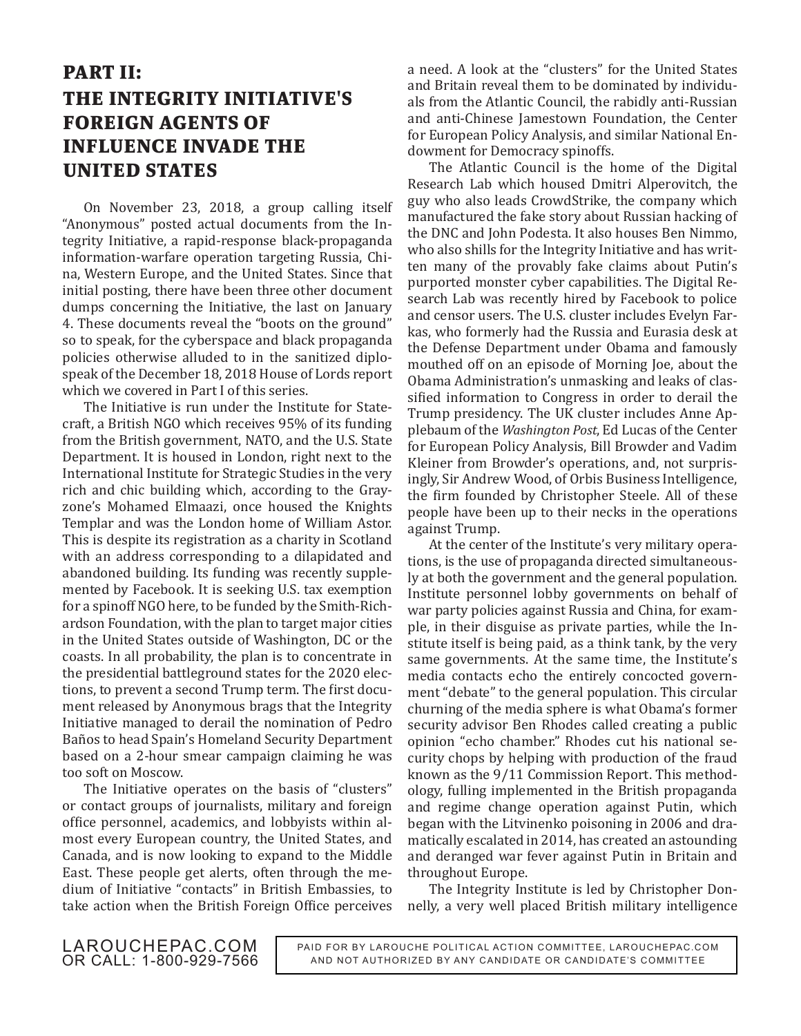# PART II: THE INTEGRITY INITIATIVE'S FOREIGN AGENTS OF INFLUENCE INVADE THE UNITED STATES

On November 23, 2018, a group calling itself "Anonymous" posted actual documents from the Integrity Initiative, a rapid-response black-propaganda information-warfare operation targeting Russia, China, Western Europe, and the United States. Since that initial posting, there have been three other document dumps concerning the Initiative, the last on January 4. These documents reveal the "boots on the ground" so to speak, for the cyberspace and black propaganda policies otherwise alluded to in the sanitized diplospeak of the December 18, 2018 House of Lords report which we covered in Part I of this series.

The Initiative is run under the Institute for Statecraft, a British NGO which receives 95% of its funding from the British government, NATO, and the U.S. State Department. It is housed in London, right next to the International Institute for Strategic Studies in the very rich and chic building which, according to the Grayzone's Mohamed Elmaazi, once housed the Knights Templar and was the London home of William Astor. This is despite its registration as a charity in Scotland with an address corresponding to a dilapidated and abandoned building. Its funding was recently supplemented by Facebook. It is seeking U.S. tax exemption for a spinoff NGO here, to be funded by the Smith-Richardson Foundation, with the plan to target major cities in the United States outside of Washington, DC or the coasts. In all probability, the plan is to concentrate in the presidential battleground states for the 2020 elections, to prevent a second Trump term. The first document released by Anonymous brags that the Integrity Initiative managed to derail the nomination of Pedro Baños to head Spain's Homeland Security Department based on a 2-hour smear campaign claiming he was too soft on Moscow.

The Initiative operates on the basis of "clusters" or contact groups of journalists, military and foreign office personnel, academics, and lobbyists within almost every European country, the United States, and Canada, and is now looking to expand to the Middle East. These people get alerts, often through the medium of Initiative "contacts" in British Embassies, to take action when the British Foreign Office perceives a need. A look at the "clusters" for the United States and Britain reveal them to be dominated by individuals from the Atlantic Council, the rabidly anti-Russian and anti-Chinese Jamestown Foundation, the Center for European Policy Analysis, and similar National Endowment for Democracy spinoffs.

The Atlantic Council is the home of the Digital Research Lab which housed Dmitri Alperovitch, the guy who also leads CrowdStrike, the company which manufactured the fake story about Russian hacking of the DNC and John Podesta. It also houses Ben Nimmo, who also shills for the Integrity Initiative and has written many of the provably fake claims about Putin's purported monster cyber capabilities. The Digital Research Lab was recently hired by Facebook to police and censor users. The U.S. cluster includes Evelyn Farkas, who formerly had the Russia and Eurasia desk at the Defense Department under Obama and famously mouthed off on an episode of Morning Joe, about the Obama Administration's unmasking and leaks of classified information to Congress in order to derail the Trump presidency. The UK cluster includes Anne Applebaum of the *Washington Post*, Ed Lucas of the Center for European Policy Analysis, Bill Browder and Vadim Kleiner from Browder's operations, and, not surprisingly, Sir Andrew Wood, of Orbis Business Intelligence, the firm founded by Christopher Steele. All of these people have been up to their necks in the operations against Trump.

At the center of the Institute's very military operations, is the use of propaganda directed simultaneously at both the government and the general population. Institute personnel lobby governments on behalf of war party policies against Russia and China, for example, in their disguise as private parties, while the Institute itself is being paid, as a think tank, by the very same governments. At the same time, the Institute's media contacts echo the entirely concocted government "debate" to the general population. This circular churning of the media sphere is what Obama's former security advisor Ben Rhodes called creating a public opinion "echo chamber." Rhodes cut his national security chops by helping with production of the fraud known as the 9/11 Commission Report. This methodology, fulling implemented in the British propaganda and regime change operation against Putin, which began with the Litvinenko poisoning in 2006 and dramatically escalated in 2014, has created an astounding and deranged war fever against Putin in Britain and throughout Europe.

The Integrity Institute is led by Christopher Donnelly, a very well placed British military intelligence

LAROUCHEPAC.COM
OR CALL: 1-800-929-7566

PAID FOR BY LAROUCHE POLITICAL ACTION COMMITTEE, LAROUCHEPAC.COM AND NOT AUTHORIZED BY ANY CANDIDATE OR CANDIDATE'S COMMITTEE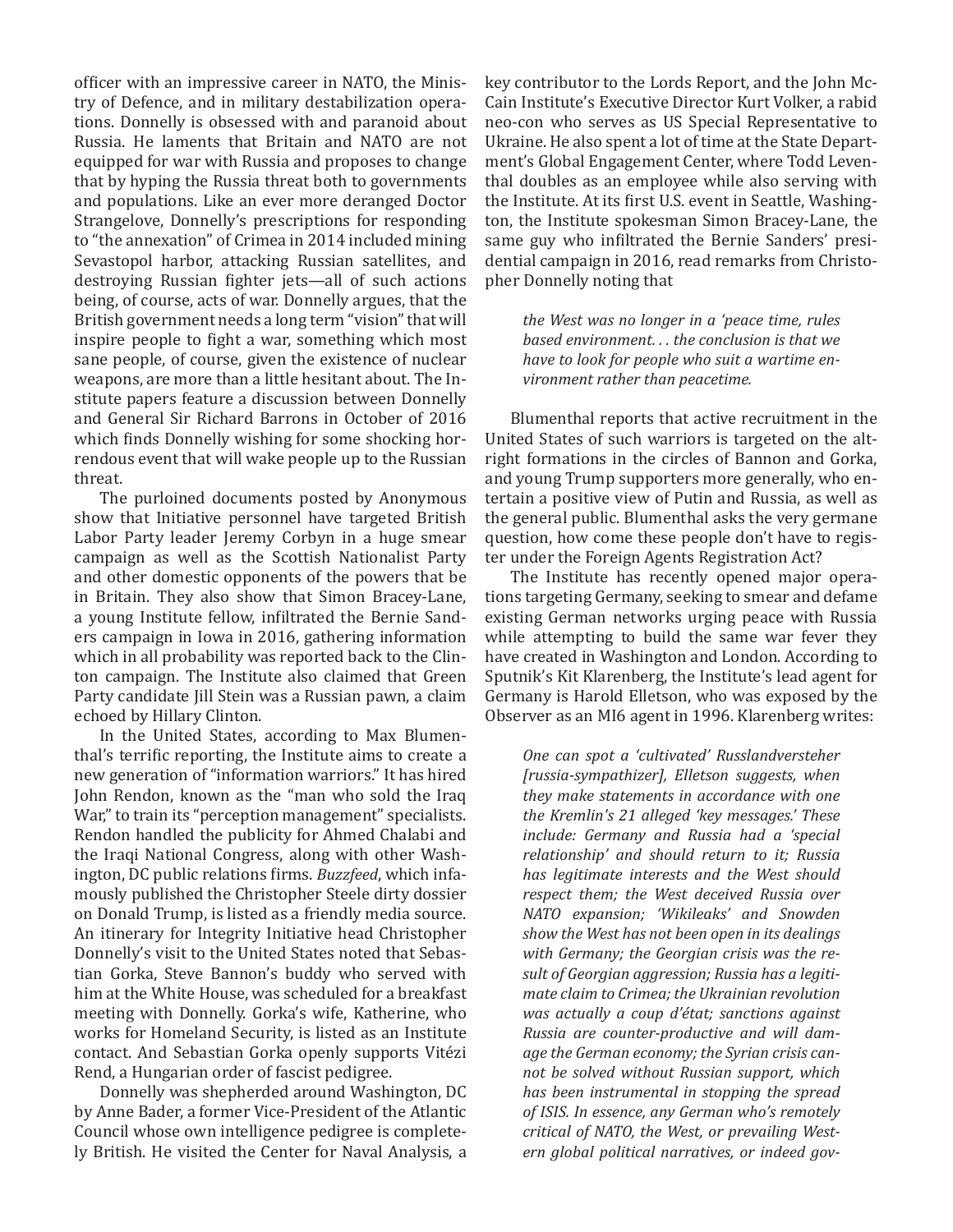officer with an impressive career in NATO, the Ministry of Defence, and in military destabilization operations. Donnelly is obsessed with and paranoid about Russia. He laments that Britain and NATO are not equipped for war with Russia and proposes to change that by hyping the Russia threat both to governments and populations. Like an ever more deranged Doctor Strangelove, Donnelly's prescriptions for responding to "the annexation" of Crimea in 2014 included mining Sevastopol harbor, attacking Russian satellites, and destroying Russian fighter jets—all of such actions being, of course, acts of war. Donnelly argues, that the British government needs a long term "vision" that will inspire people to fight a war, something which most sane people, of course, given the existence of nuclear weapons, are more than a little hesitant about. The Institute papers feature a discussion between Donnelly and General Sir Richard Barrons in October of 2016 which finds Donnelly wishing for some shocking horrendous event that will wake people up to the Russian threat.

The purloined documents posted by Anonymous show that Initiative personnel have targeted British Labor Party leader Jeremy Corbyn in a huge smear campaign as well as the Scottish Nationalist Party and other domestic opponents of the powers that be in Britain. They also show that Simon Bracey-Lane, a young Institute fellow, infiltrated the Bernie Sanders campaign in Iowa in 2016, gathering information which in all probability was reported back to the Clinton campaign. The Institute also claimed that Green Party candidate Jill Stein was a Russian pawn, a claim echoed by Hillary Clinton.

In the United States, according to Max Blumenthal's terrific reporting, the Institute aims to create a new generation of "information warriors." It has hired John Rendon, known as the "man who sold the Iraq War," to train its "perception management" specialists. Rendon handled the publicity for Ahmed Chalabi and the Iraqi National Congress, along with other Washington, DC public relations firms. *Buzzfeed*, which infamously published the Christopher Steele dirty dossier on Donald Trump, is listed as a friendly media source. An itinerary for Integrity Initiative head Christopher Donnelly's visit to the United States noted that Sebastian Gorka, Steve Bannon's buddy who served with him at the White House, was scheduled for a breakfast meeting with Donnelly. Gorka's wife, Katherine, who works for Homeland Security, is listed as an Institute contact. And Sebastian Gorka openly supports Vitézi Rend, a Hungarian order of fascist pedigree.

Donnelly was shepherded around Washington, DC by Anne Bader, a former Vice-President of the Atlantic Council whose own intelligence pedigree is completely British. He visited the Center for Naval Analysis, a key contributor to the Lords Report, and the John McCain Institute's Executive Director Kurt Volker, a rabid neo-con who serves as US Special Representative to Ukraine. He also spent a lot of time at the State Department's Global Engagement Center, where Todd Leventhal doubles as an employee while also serving with the Institute. At its first U.S. event in Seattle, Washington, the Institute spokesman Simon Bracey-Lane, the same guy who infiltrated the Bernie Sanders' presidential campaign in 2016, read remarks from Christopher Donnelly noting that

> *the West was no longer in a 'peace time, rules based environment. . . the conclusion is that we have to look for people who suit a wartime environment rather than peacetime.*

Blumenthal reports that active recruitment in the United States of such warriors is targeted on the alt-right formations in the circles of Bannon and Gorka, and young Trump supporters more generally, who entertain a positive view of Putin and Russia, as well as the general public. Blumenthal asks the very germane question, how come these people don't have to register under the Foreign Agents Registration Act?

The Institute has recently opened major operations targeting Germany, seeking to smear and defame existing German networks urging peace with Russia while attempting to build the same war fever they have created in Washington and London. According to Sputnik's Kit Klarenberg, the Institute's lead agent for Germany is Harold Elletson, who was exposed by the Observer as an MI6 agent in 1996. Klarenberg writes:

> *One can spot a 'cultivated' Russlandversteher [russia-sympathizer], Elletson suggests, when they make statements in accordance with one the Kremlin's 21 alleged 'key messages.' These include: Germany and Russia had a 'special relationship' and should return to it; Russia has legitimate interests and the West should respect them; the West deceived Russia over NATO expansion; 'Wikileaks' and Snowden show the West has not been open in its dealings with Germany; the Georgian crisis was the result of Georgian aggression; Russia has a legitimate claim to Crimea; the Ukrainian revolution was actually a coup d'état; sanctions against Russia are counter-productive and will damage the German economy; the Syrian crisis cannot be solved without Russian support, which has been instrumental in stopping the spread of ISIS. In essence, any German who's remotely critical of NATO, the West, or prevailing Western global political narratives, or indeed gov-*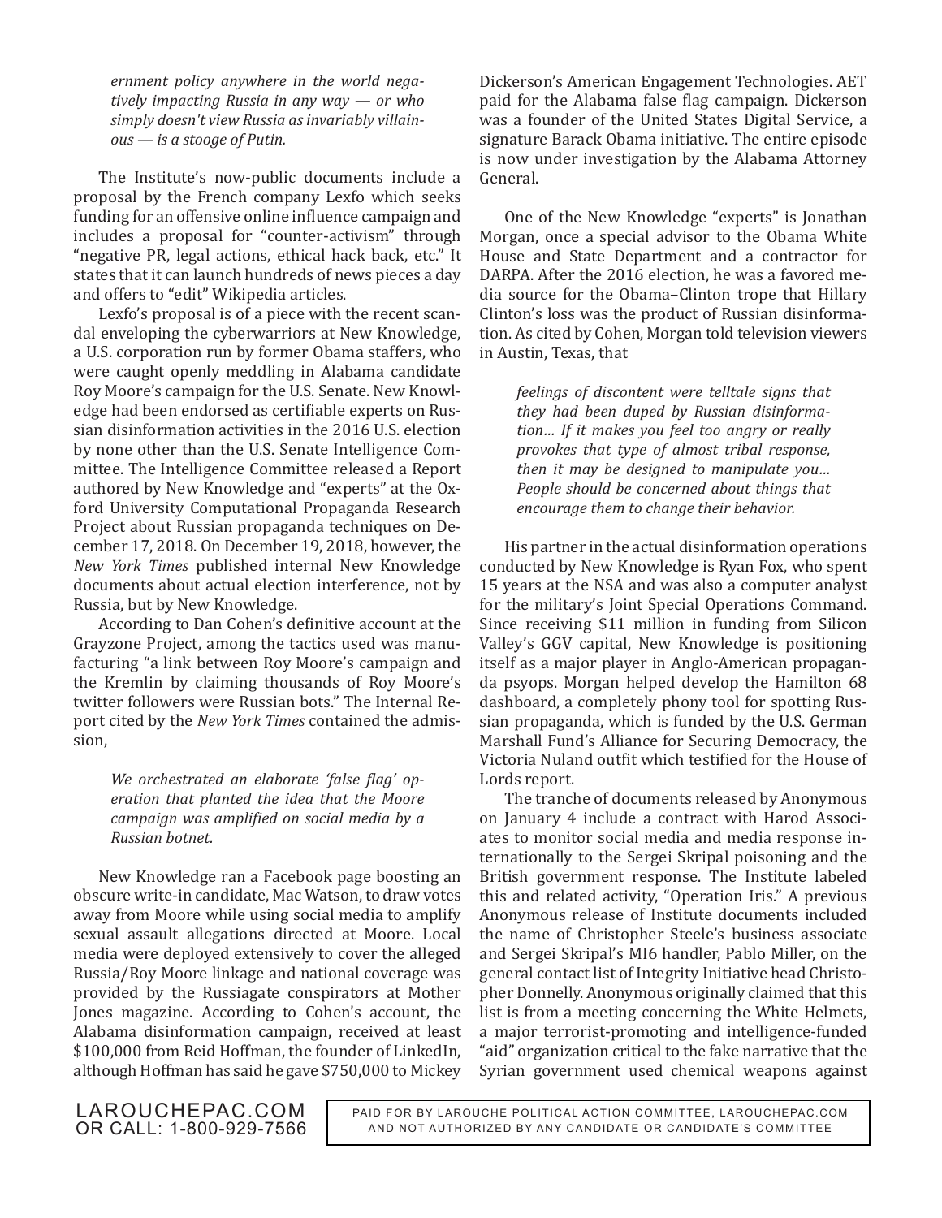*ernment policy anywhere in the world negatively impacting Russia in any way — or who simply doesn't view Russia as invariably villainous — is a stooge of Putin.*

The Institute's now-public documents include a proposal by the French company Lexfo which seeks funding for an offensive online influence campaign and includes a proposal for "counter-activism" through "negative PR, legal actions, ethical hack back, etc." It states that it can launch hundreds of news pieces a day and offers to "edit" Wikipedia articles.

Lexfo's proposal is of a piece with the recent scandal enveloping the cyberwarriors at New Knowledge, a U.S. corporation run by former Obama staffers, who were caught openly meddling in Alabama candidate Roy Moore's campaign for the U.S. Senate. New Knowledge had been endorsed as certifiable experts on Russian disinformation activities in the 2016 U.S. election by none other than the U.S. Senate Intelligence Committee. The Intelligence Committee released a Report authored by New Knowledge and "experts" at the Oxford University Computational Propaganda Research Project about Russian propaganda techniques on December 17, 2018. On December 19, 2018, however, the *New York Times* published internal New Knowledge documents about actual election interference, not by Russia, but by New Knowledge.

According to Dan Cohen's definitive account at the Grayzone Project, among the tactics used was manufacturing "a link between Roy Moore's campaign and the Kremlin by claiming thousands of Roy Moore's twitter followers were Russian bots." The Internal Report cited by the *New York Times* contained the admission,

> *We orchestrated an elaborate 'false flag' operation that planted the idea that the Moore campaign was amplified on social media by a Russian botnet.*

New Knowledge ran a Facebook page boosting an obscure write-in candidate, Mac Watson, to draw votes away from Moore while using social media to amplify sexual assault allegations directed at Moore. Local media were deployed extensively to cover the alleged Russia/Roy Moore linkage and national coverage was provided by the Russiagate conspirators at Mother Jones magazine. According to Cohen's account, the Alabama disinformation campaign, received at least $100,000 from Reid Hoffman, the founder of LinkedIn, although Hoffman has said he gave $750,000 to Mickey Dickerson's American Engagement Technologies. AET paid for the Alabama false flag campaign. Dickerson was a founder of the United States Digital Service, a signature Barack Obama initiative. The entire episode is now under investigation by the Alabama Attorney General.

One of the New Knowledge "experts" is Jonathan Morgan, once a special advisor to the Obama White House and State Department and a contractor for DARPA. After the 2016 election, he was a favored media source for the Obama–Clinton trope that Hillary Clinton's loss was the product of Russian disinformation. As cited by Cohen, Morgan told television viewers in Austin, Texas, that

> *feelings of discontent were telltale signs that they had been duped by Russian disinformation… If it makes you feel too angry or really provokes that type of almost tribal response, then it may be designed to manipulate you… People should be concerned about things that encourage them to change their behavior.*

His partner in the actual disinformation operations conducted by New Knowledge is Ryan Fox, who spent 15 years at the NSA and was also a computer analyst for the military's Joint Special Operations Command. Since receiving $11 million in funding from Silicon Valley's GGV capital, New Knowledge is positioning itself as a major player in Anglo-American propaganda psyops. Morgan helped develop the Hamilton 68 dashboard, a completely phony tool for spotting Russian propaganda, which is funded by the U.S. German Marshall Fund's Alliance for Securing Democracy, the Victoria Nuland outfit which testified for the House of Lords report.

The tranche of documents released by Anonymous on January 4 include a contract with Harod Associates to monitor social media and media response internationally to the Sergei Skripal poisoning and the British government response. The Institute labeled this and related activity, "Operation Iris." A previous Anonymous release of Institute documents included the name of Christopher Steele's business associate and Sergei Skripal's MI6 handler, Pablo Miller, on the general contact list of Integrity Initiative head Christopher Donnelly. Anonymous originally claimed that this list is from a meeting concerning the White Helmets, a major terrorist-promoting and intelligence-funded "aid" organization critical to the fake narrative that the Syrian government used chemical weapons against

LAROUCHEPAC.COM
OR CALL: 1-800-929-7566

PAID FOR BY LAROUCHE POLITICAL ACTION COMMITTEE, LAROUCHEPAC.COM AND NOT AUTHORIZED BY ANY CANDIDATE OR CANDIDATE'S COMMITTEE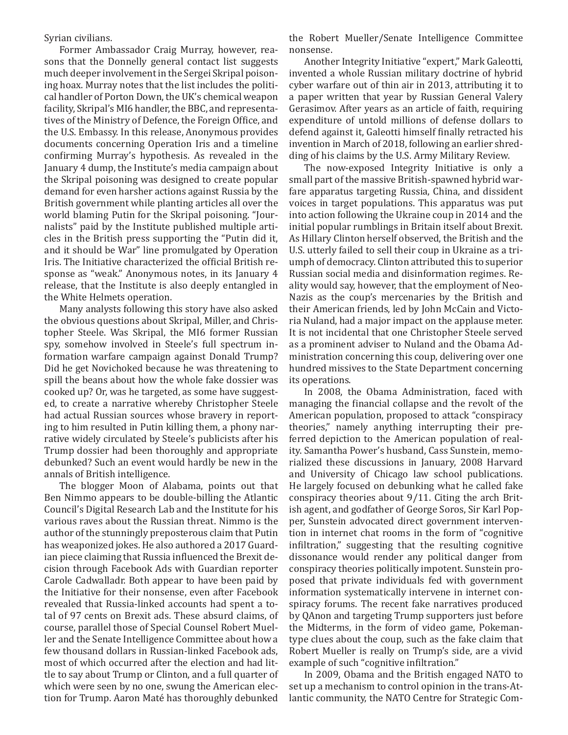Syrian civilians.

Former Ambassador Craig Murray, however, reasons that the Donnelly general contact list suggests much deeper involvement in the Sergei Skripal poisoning hoax. Murray notes that the list includes the political handler of Porton Down, the UK's chemical weapon facility, Skripal's MI6 handler, the BBC, and representatives of the Ministry of Defence, the Foreign Office, and the U.S. Embassy. In this release, Anonymous provides documents concerning Operation Iris and a timeline confirming Murray's hypothesis. As revealed in the January 4 dump, the Institute's media campaign about the Skripal poisoning was designed to create popular demand for even harsher actions against Russia by the British government while planting articles all over the world blaming Putin for the Skripal poisoning. "Journalists" paid by the Institute published multiple articles in the British press supporting the "Putin did it, and it should be War" line promulgated by Operation Iris. The Initiative characterized the official British response as "weak." Anonymous notes, in its January 4 release, that the Institute is also deeply entangled in the White Helmets operation.

Many analysts following this story have also asked the obvious questions about Skripal, Miller, and Christopher Steele. Was Skripal, the MI6 former Russian spy, somehow involved in Steele's full spectrum information warfare campaign against Donald Trump? Did he get Novichoked because he was threatening to spill the beans about how the whole fake dossier was cooked up? Or, was he targeted, as some have suggested, to create a narrative whereby Christopher Steele had actual Russian sources whose bravery in reporting to him resulted in Putin killing them, a phony narrative widely circulated by Steele's publicists after his Trump dossier had been thoroughly and appropriate debunked? Such an event would hardly be new in the annals of British intelligence.

The blogger Moon of Alabama, points out that Ben Nimmo appears to be double-billing the Atlantic Council's Digital Research Lab and the Institute for his various raves about the Russian threat. Nimmo is the author of the stunningly preposterous claim that Putin has weaponized jokes. He also authored a 2017 Guardian piece claiming that Russia influenced the Brexit decision through Facebook Ads with Guardian reporter Carole Cadwalladr. Both appear to have been paid by the Initiative for their nonsense, even after Facebook revealed that Russia-linked accounts had spent a total of 97 cents on Brexit ads. These absurd claims, of course, parallel those of Special Counsel Robert Mueller and the Senate Intelligence Committee about how a few thousand dollars in Russian-linked Facebook ads, most of which occurred after the election and had little to say about Trump or Clinton, and a full quarter of which were seen by no one, swung the American election for Trump. Aaron Maté has thoroughly debunked the Robert Mueller/Senate Intelligence Committee nonsense.

Another Integrity Initiative "expert," Mark Galeotti, invented a whole Russian military doctrine of hybrid cyber warfare out of thin air in 2013, attributing it to a paper written that year by Russian General Valery Gerasimov. After years as an article of faith, requiring expenditure of untold millions of defense dollars to defend against it, Galeotti himself finally retracted his invention in March of 2018, following an earlier shredding of his claims by the U.S. Army Military Review.

The now-exposed Integrity Initiative is only a small part of the massive British-spawned hybrid warfare apparatus targeting Russia, China, and dissident voices in target populations. This apparatus was put into action following the Ukraine coup in 2014 and the initial popular rumblings in Britain itself about Brexit. As Hillary Clinton herself observed, the British and the U.S. utterly failed to sell their coup in Ukraine as a triumph of democracy. Clinton attributed this to superior Russian social media and disinformation regimes. Reality would say, however, that the employment of Neo-Nazis as the coup's mercenaries by the British and their American friends, led by John McCain and Victoria Nuland, had a major impact on the applause meter. It is not incidental that one Christopher Steele served as a prominent adviser to Nuland and the Obama Administration concerning this coup, delivering over one hundred missives to the State Department concerning its operations.

In 2008, the Obama Administration, faced with managing the financial collapse and the revolt of the American population, proposed to attack "conspiracy theories," namely anything interrupting their preferred depiction to the American population of reality. Samantha Power's husband, Cass Sunstein, memorialized these discussions in January, 2008 Harvard and University of Chicago law school publications. He largely focused on debunking what he called fake conspiracy theories about 9/11. Citing the arch British agent, and godfather of George Soros, Sir Karl Popper, Sunstein advocated direct government intervention in internet chat rooms in the form of "cognitive infiltration," suggesting that the resulting cognitive dissonance would render any political danger from conspiracy theories politically impotent. Sunstein proposed that private individuals fed with government information systematically intervene in internet conspiracy forums. The recent fake narratives produced by QAnon and targeting Trump supporters just before the Midterms, in the form of video game, Pokeman-type clues about the coup, such as the fake claim that Robert Mueller is really on Trump's side, are a vivid example of such "cognitive infiltration."

In 2009, Obama and the British engaged NATO to set up a mechanism to control opinion in the trans-Atlantic community, the NATO Centre for Strategic Com-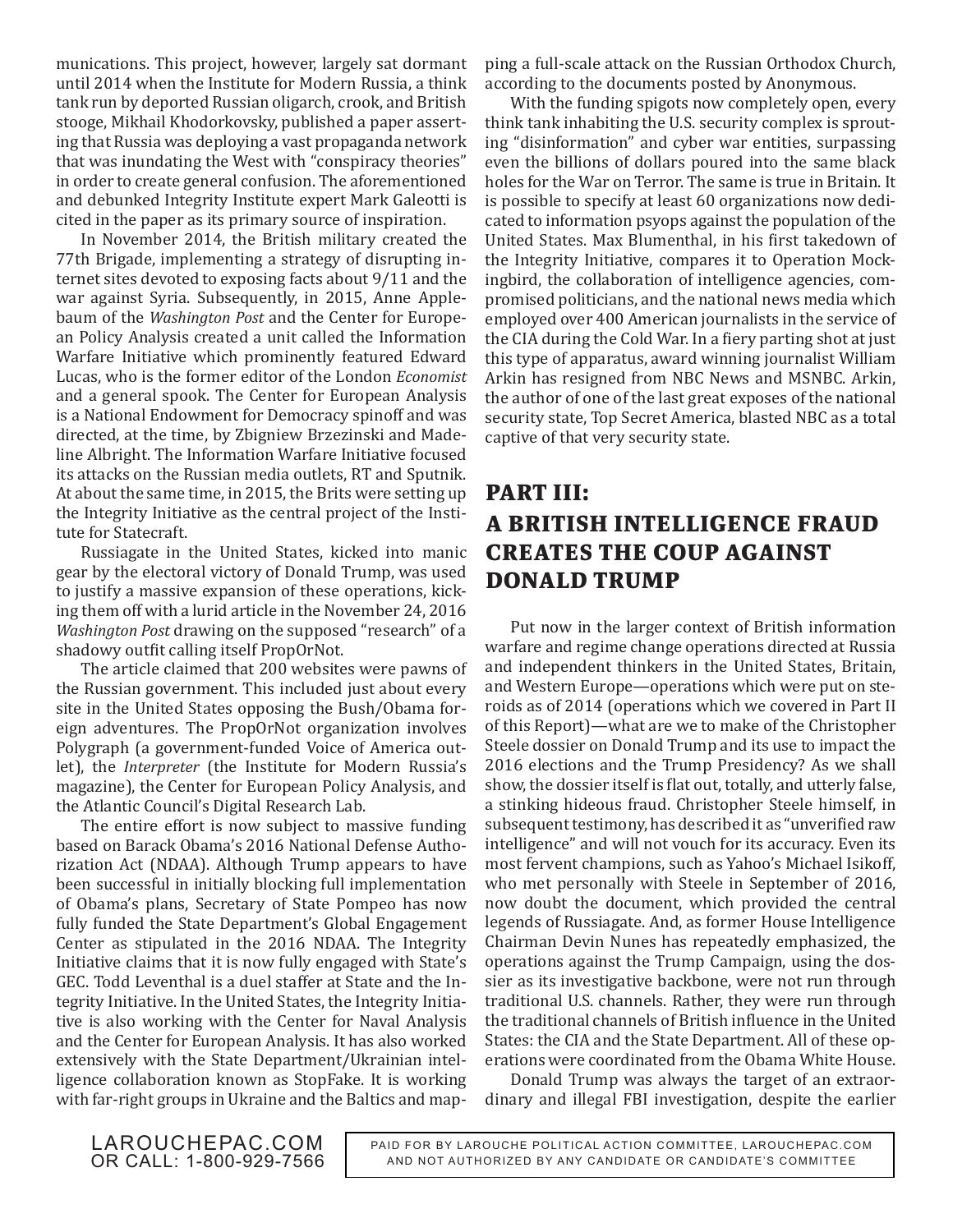munications. This project, however, largely sat dormant until 2014 when the Institute for Modern Russia, a think tank run by deported Russian oligarch, crook, and British stooge, Mikhail Khodorkovsky, published a paper asserting that Russia was deploying a vast propaganda network that was inundating the West with "conspiracy theories" in order to create general confusion. The aforementioned and debunked Integrity Institute expert Mark Galeotti is cited in the paper as its primary source of inspiration.

In November 2014, the British military created the 77th Brigade, implementing a strategy of disrupting internet sites devoted to exposing facts about 9/11 and the war against Syria. Subsequently, in 2015, Anne Applebaum of the *Washington Post* and the Center for European Policy Analysis created a unit called the Information Warfare Initiative which prominently featured Edward Lucas, who is the former editor of the London *Economist* and a general spook. The Center for European Analysis is a National Endowment for Democracy spinoff and was directed, at the time, by Zbigniew Brzezinski and Madeline Albright. The Information Warfare Initiative focused its attacks on the Russian media outlets, RT and Sputnik. At about the same time, in 2015, the Brits were setting up the Integrity Initiative as the central project of the Institute for Statecraft.

Russiagate in the United States, kicked into manic gear by the electoral victory of Donald Trump, was used to justify a massive expansion of these operations, kicking them off with a lurid article in the November 24, 2016 *Washington Post* drawing on the supposed "research" of a shadowy outfit calling itself PropOrNot.

The article claimed that 200 websites were pawns of the Russian government. This included just about every site in the United States opposing the Bush/Obama foreign adventures. The PropOrNot organization involves Polygraph (a government-funded Voice of America outlet), the *Interpreter* (the Institute for Modern Russia's magazine), the Center for European Policy Analysis, and the Atlantic Council's Digital Research Lab.

The entire effort is now subject to massive funding based on Barack Obama's 2016 National Defense Authorization Act (NDAA). Although Trump appears to have been successful in initially blocking full implementation of Obama's plans, Secretary of State Pompeo has now fully funded the State Department's Global Engagement Center as stipulated in the 2016 NDAA. The Integrity Initiative claims that it is now fully engaged with State's GEC. Todd Leventhal is a duel staffer at State and the Integrity Initiative. In the United States, the Integrity Initiative is also working with the Center for Naval Analysis and the Center for European Analysis. It has also worked extensively with the State Department/Ukrainian intelligence collaboration known as StopFake. It is working with far-right groups in Ukraine and the Baltics and mapping a full-scale attack on the Russian Orthodox Church, according to the documents posted by Anonymous.

With the funding spigots now completely open, every think tank inhabiting the U.S. security complex is sprouting "disinformation" and cyber war entities, surpassing even the billions of dollars poured into the same black holes for the War on Terror. The same is true in Britain. It is possible to specify at least 60 organizations now dedicated to information psyops against the population of the United States. Max Blumenthal, in his first takedown of the Integrity Initiative, compares it to Operation Mockingbird, the collaboration of intelligence agencies, compromised politicians, and the national news media which employed over 400 American journalists in the service of the CIA during the Cold War. In a fiery parting shot at just this type of apparatus, award winning journalist William Arkin has resigned from NBC News and MSNBC. Arkin, the author of one of the last great exposes of the national security state, Top Secret America, blasted NBC as a total captive of that very security state.

## PART III: A BRITISH INTELLIGENCE FRAUD CREATES THE COUP AGAINST DONALD TRUMP

Put now in the larger context of British information warfare and regime change operations directed at Russia and independent thinkers in the United States, Britain, and Western Europe—operations which were put on steroids as of 2014 (operations which we covered in Part II of this Report)—what are we to make of the Christopher Steele dossier on Donald Trump and its use to impact the 2016 elections and the Trump Presidency? As we shall show, the dossier itself is flat out, totally, and utterly false, a stinking hideous fraud. Christopher Steele himself, in subsequent testimony, has described it as "unverified raw intelligence" and will not vouch for its accuracy. Even its most fervent champions, such as Yahoo's Michael Isikoff, who met personally with Steele in September of 2016, now doubt the document, which provided the central legends of Russiagate. And, as former House Intelligence Chairman Devin Nunes has repeatedly emphasized, the operations against the Trump Campaign, using the dossier as its investigative backbone, were not run through traditional U.S. channels. Rather, they were run through the traditional channels of British influence in the United States: the CIA and the State Department. All of these operations were coordinated from the Obama White House.

Donald Trump was always the target of an extraordinary and illegal FBI investigation, despite the earlier

LAROUCHEPAC.COM
OR CALL: 1-800-929-7566

PAID FOR BY LAROUCHE POLITICAL ACTION COMMITTEE, LAROUCHEPAC.COM AND NOT AUTHORIZED BY ANY CANDIDATE OR CANDIDATE'S COMMITTEE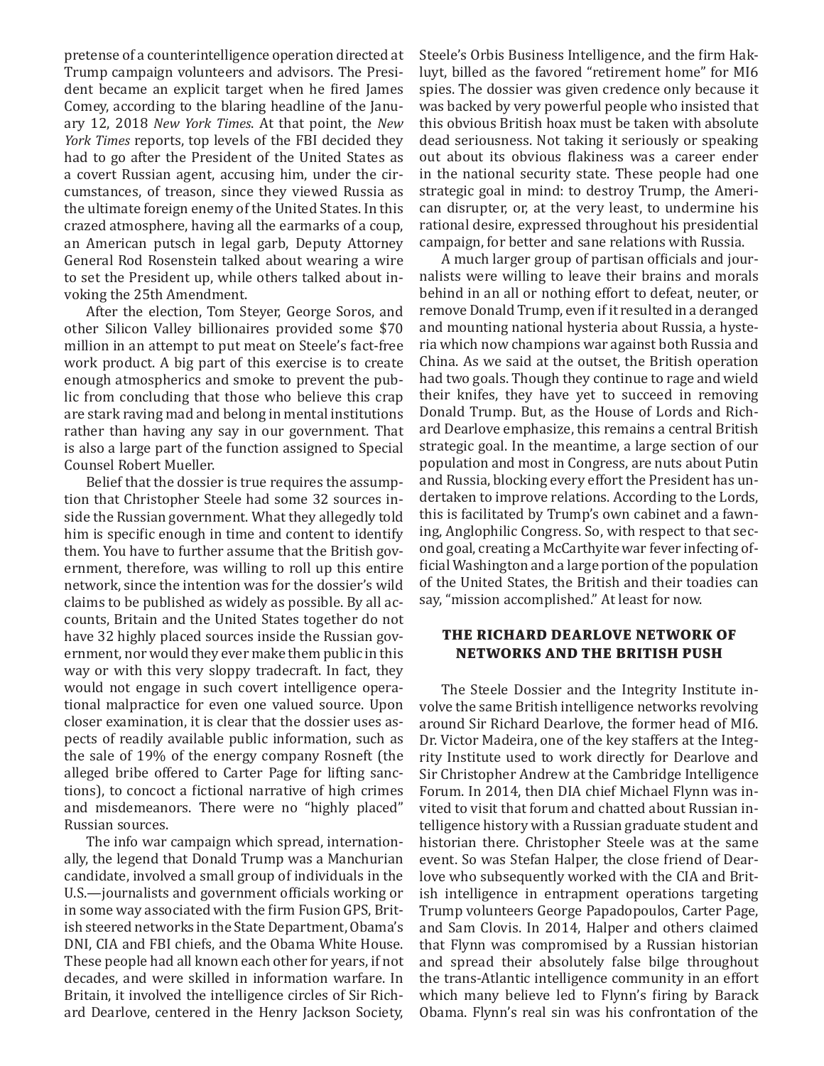pretense of a counterintelligence operation directed at Trump campaign volunteers and advisors. The President became an explicit target when he fired James Comey, according to the blaring headline of the January 12, 2018 *New York Times*. At that point, the *New York Times* reports, top levels of the FBI decided they had to go after the President of the United States as a covert Russian agent, accusing him, under the circumstances, of treason, since they viewed Russia as the ultimate foreign enemy of the United States. In this crazed atmosphere, having all the earmarks of a coup, an American putsch in legal garb, Deputy Attorney General Rod Rosenstein talked about wearing a wire to set the President up, while others talked about invoking the 25th Amendment.

After the election, Tom Steyer, George Soros, and other Silicon Valley billionaires provided some $70 million in an attempt to put meat on Steele's fact-free work product. A big part of this exercise is to create enough atmospherics and smoke to prevent the public from concluding that those who believe this crap are stark raving mad and belong in mental institutions rather than having any say in our government. That is also a large part of the function assigned to Special Counsel Robert Mueller.

Belief that the dossier is true requires the assumption that Christopher Steele had some 32 sources inside the Russian government. What they allegedly told him is specific enough in time and content to identify them. You have to further assume that the British government, therefore, was willing to roll up this entire network, since the intention was for the dossier's wild claims to be published as widely as possible. By all accounts, Britain and the United States together do not have 32 highly placed sources inside the Russian government, nor would they ever make them public in this way or with this very sloppy tradecraft. In fact, they would not engage in such covert intelligence operational malpractice for even one valued source. Upon closer examination, it is clear that the dossier uses aspects of readily available public information, such as the sale of 19% of the energy company Rosneft (the alleged bribe offered to Carter Page for lifting sanctions), to concoct a fictional narrative of high crimes and misdemeanors. There were no "highly placed" Russian sources.

The info war campaign which spread, internationally, the legend that Donald Trump was a Manchurian candidate, involved a small group of individuals in the U.S.—journalists and government officials working or in some way associated with the firm Fusion GPS, British steered networks in the State Department, Obama's DNI, CIA and FBI chiefs, and the Obama White House. These people had all known each other for years, if not decades, and were skilled in information warfare. In Britain, it involved the intelligence circles of Sir Richard Dearlove, centered in the Henry Jackson Society, Steele's Orbis Business Intelligence, and the firm Hakluyt, billed as the favored "retirement home" for MI6 spies. The dossier was given credence only because it was backed by very powerful people who insisted that this obvious British hoax must be taken with absolute dead seriousness. Not taking it seriously or speaking out about its obvious flakiness was a career ender in the national security state. These people had one strategic goal in mind: to destroy Trump, the American disrupter, or, at the very least, to undermine his rational desire, expressed throughout his presidential campaign, for better and sane relations with Russia.

A much larger group of partisan officials and journalists were willing to leave their brains and morals behind in an all or nothing effort to defeat, neuter, or remove Donald Trump, even if it resulted in a deranged and mounting national hysteria about Russia, a hysteria which now champions war against both Russia and China. As we said at the outset, the British operation had two goals. Though they continue to rage and wield their knifes, they have yet to succeed in removing Donald Trump. But, as the House of Lords and Richard Dearlove emphasize, this remains a central British strategic goal. In the meantime, a large section of our population and most in Congress, are nuts about Putin and Russia, blocking every effort the President has undertaken to improve relations. According to the Lords, this is facilitated by Trump's own cabinet and a fawning, Anglophilic Congress. So, with respect to that second goal, creating a McCarthyite war fever infecting official Washington and a large portion of the population of the United States, the British and their toadies can say, "mission accomplished." At least for now.

## THE RICHARD DEARLOVE NETWORK OF NETWORKS AND THE BRITISH PUSH

The Steele Dossier and the Integrity Institute involve the same British intelligence networks revolving around Sir Richard Dearlove, the former head of MI6. Dr. Victor Madeira, one of the key staffers at the Integrity Institute used to work directly for Dearlove and Sir Christopher Andrew at the Cambridge Intelligence Forum. In 2014, then DIA chief Michael Flynn was invited to visit that forum and chatted about Russian intelligence history with a Russian graduate student and historian there. Christopher Steele was at the same event. So was Stefan Halper, the close friend of Dearlove who subsequently worked with the CIA and British intelligence in entrapment operations targeting Trump volunteers George Papadopoulos, Carter Page, and Sam Clovis. In 2014, Halper and others claimed that Flynn was compromised by a Russian historian and spread their absolutely false bilge throughout the trans-Atlantic intelligence community in an effort which many believe led to Flynn's firing by Barack Obama. Flynn's real sin was his confrontation of the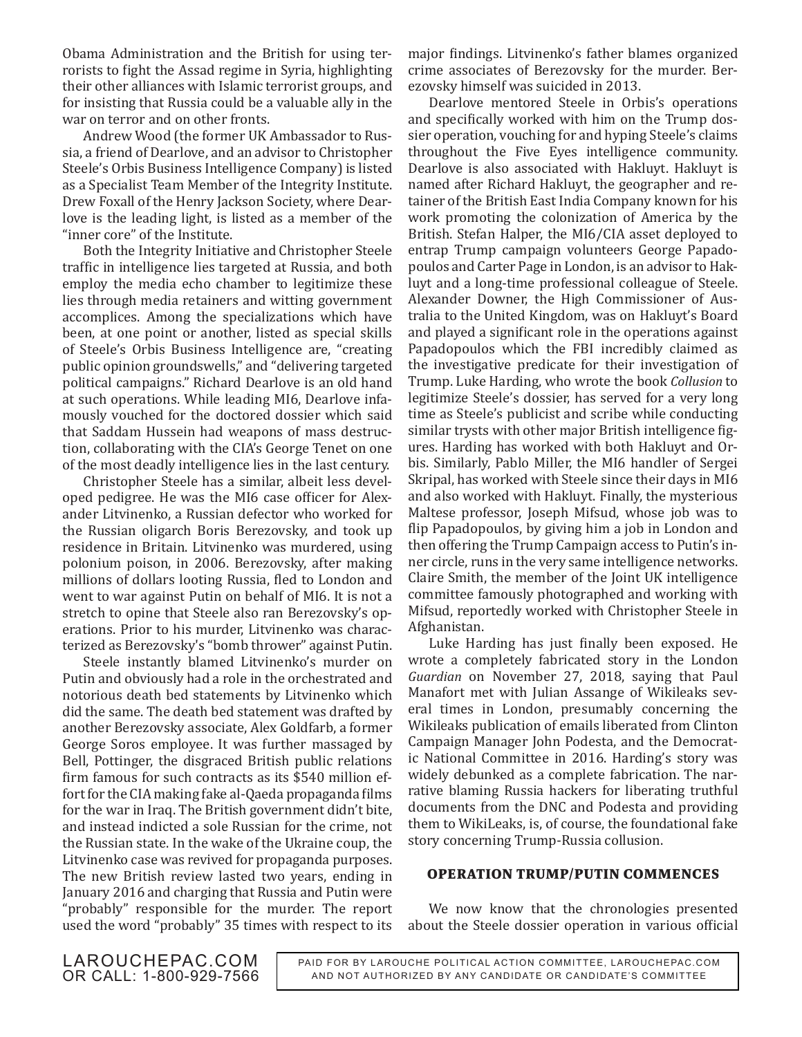Obama Administration and the British for using terrorists to fight the Assad regime in Syria, highlighting their other alliances with Islamic terrorist groups, and for insisting that Russia could be a valuable ally in the war on terror and on other fronts.

Andrew Wood (the former UK Ambassador to Russia, a friend of Dearlove, and an advisor to Christopher Steele's Orbis Business Intelligence Company) is listed as a Specialist Team Member of the Integrity Institute. Drew Foxall of the Henry Jackson Society, where Dearlove is the leading light, is listed as a member of the "inner core" of the Institute.

Both the Integrity Initiative and Christopher Steele traffic in intelligence lies targeted at Russia, and both employ the media echo chamber to legitimize these lies through media retainers and witting government accomplices. Among the specializations which have been, at one point or another, listed as special skills of Steele's Orbis Business Intelligence are, "creating public opinion groundswells," and "delivering targeted political campaigns." Richard Dearlove is an old hand at such operations. While leading MI6, Dearlove infamously vouched for the doctored dossier which said that Saddam Hussein had weapons of mass destruction, collaborating with the CIA's George Tenet on one of the most deadly intelligence lies in the last century.

Christopher Steele has a similar, albeit less developed pedigree. He was the MI6 case officer for Alexander Litvinenko, a Russian defector who worked for the Russian oligarch Boris Berezovsky, and took up residence in Britain. Litvinenko was murdered, using polonium poison, in 2006. Berezovsky, after making millions of dollars looting Russia, fled to London and went to war against Putin on behalf of MI6. It is not a stretch to opine that Steele also ran Berezovsky's operations. Prior to his murder, Litvinenko was characterized as Berezovsky's "bomb thrower" against Putin.

Steele instantly blamed Litvinenko's murder on Putin and obviously had a role in the orchestrated and notorious death bed statements by Litvinenko which did the same. The death bed statement was drafted by another Berezovsky associate, Alex Goldfarb, a former George Soros employee. It was further massaged by Bell, Pottinger, the disgraced British public relations firm famous for such contracts as its $540 million effort for the CIA making fake al-Qaeda propaganda films for the war in Iraq. The British government didn't bite, and instead indicted a sole Russian for the crime, not the Russian state. In the wake of the Ukraine coup, the Litvinenko case was revived for propaganda purposes. The new British review lasted two years, ending in January 2016 and charging that Russia and Putin were "probably" responsible for the murder. The report used the word "probably" 35 times with respect to its major findings. Litvinenko's father blames organized crime associates of Berezovsky for the murder. Berezovsky himself was suicided in 2013.

Dearlove mentored Steele in Orbis's operations and specifically worked with him on the Trump dossier operation, vouching for and hyping Steele's claims throughout the Five Eyes intelligence community. Dearlove is also associated with Hakluyt. Hakluyt is named after Richard Hakluyt, the geographer and retainer of the British East India Company known for his work promoting the colonization of America by the British. Stefan Halper, the MI6/CIA asset deployed to entrap Trump campaign volunteers George Papadopoulos and Carter Page in London, is an advisor to Hakluyt and a long-time professional colleague of Steele. Alexander Downer, the High Commissioner of Australia to the United Kingdom, was on Hakluyt's Board and played a significant role in the operations against Papadopoulos which the FBI incredibly claimed as the investigative predicate for their investigation of Trump. Luke Harding, who wrote the book *Collusion* to legitimize Steele's dossier, has served for a very long time as Steele's publicist and scribe while conducting similar trysts with other major British intelligence figures. Harding has worked with both Hakluyt and Orbis. Similarly, Pablo Miller, the MI6 handler of Sergei Skripal, has worked with Steele since their days in MI6 and also worked with Hakluyt. Finally, the mysterious Maltese professor, Joseph Mifsud, whose job was to flip Papadopoulos, by giving him a job in London and then offering the Trump Campaign access to Putin's inner circle, runs in the very same intelligence networks. Claire Smith, the member of the Joint UK intelligence committee famously photographed and working with Mifsud, reportedly worked with Christopher Steele in Afghanistan.

Luke Harding has just finally been exposed. He wrote a completely fabricated story in the London *Guardian* on November 27, 2018, saying that Paul Manafort met with Julian Assange of Wikileaks several times in London, presumably concerning the Wikileaks publication of emails liberated from Clinton Campaign Manager John Podesta, and the Democratic National Committee in 2016. Harding's story was widely debunked as a complete fabrication. The narrative blaming Russia hackers for liberating truthful documents from the DNC and Podesta and providing them to WikiLeaks, is, of course, the foundational fake story concerning Trump-Russia collusion.

## OPERATION TRUMP/PUTIN COMMENCES

We now know that the chronologies presented about the Steele dossier operation in various official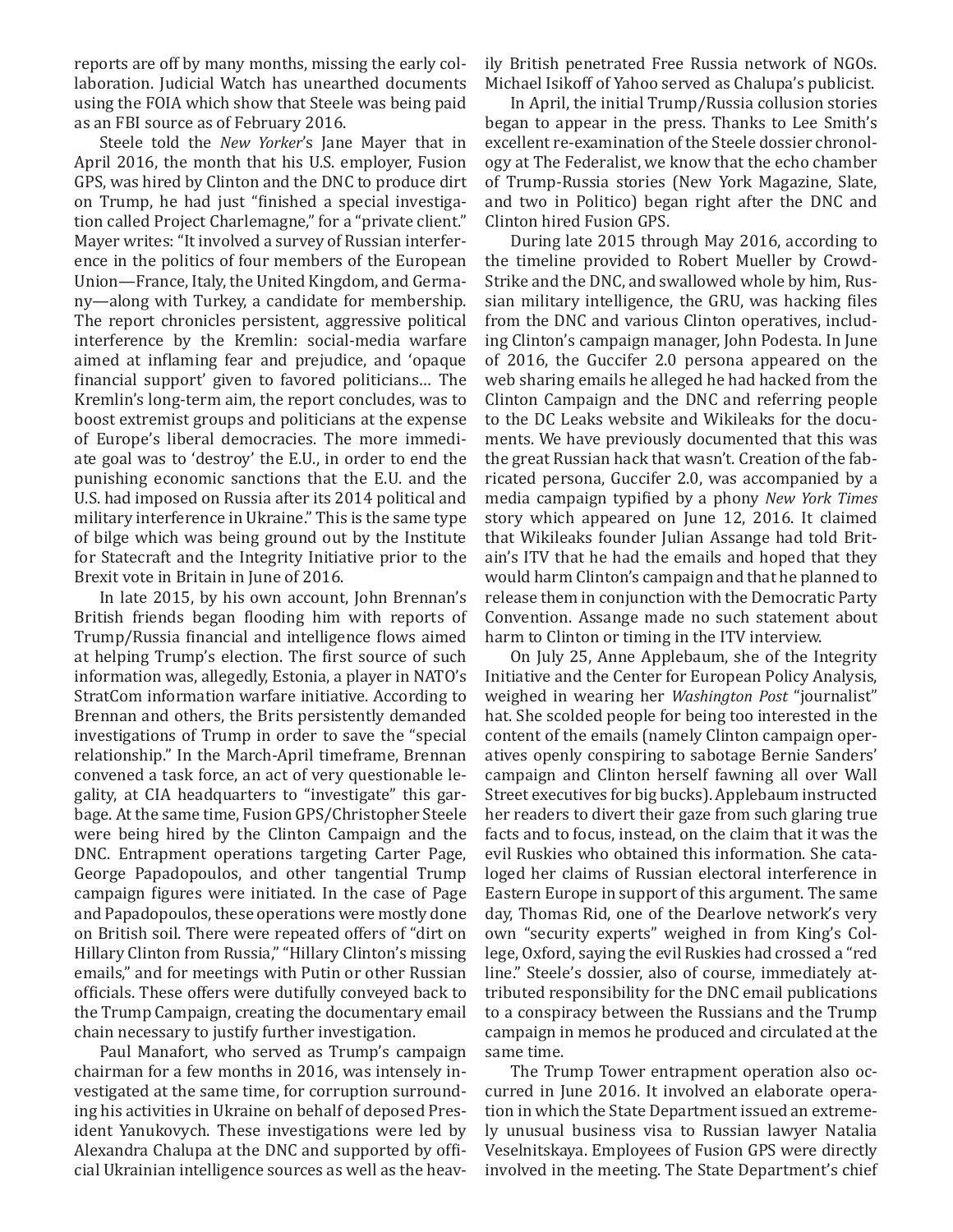reports are off by many months, missing the early collaboration. Judicial Watch has unearthed documents using the FOIA which show that Steele was being paid as an FBI source as of February 2016.

Steele told the *New Yorker*'s Jane Mayer that in April 2016, the month that his U.S. employer, Fusion GPS, was hired by Clinton and the DNC to produce dirt on Trump, he had just "finished a special investigation called Project Charlemagne," for a "private client." Mayer writes: "It involved a survey of Russian interference in the politics of four members of the European Union—France, Italy, the United Kingdom, and Germany—along with Turkey, a candidate for membership. The report chronicles persistent, aggressive political interference by the Kremlin: social-media warfare aimed at inflaming fear and prejudice, and 'opaque financial support' given to favored politicians… The Kremlin's long-term aim, the report concludes, was to boost extremist groups and politicians at the expense of Europe's liberal democracies. The more immediate goal was to 'destroy' the E.U., in order to end the punishing economic sanctions that the E.U. and the U.S. had imposed on Russia after its 2014 political and military interference in Ukraine." This is the same type of bilge which was being ground out by the Institute for Statecraft and the Integrity Initiative prior to the Brexit vote in Britain in June of 2016.

In late 2015, by his own account, John Brennan's British friends began flooding him with reports of Trump/Russia financial and intelligence flows aimed at helping Trump's election. The first source of such information was, allegedly, Estonia, a player in NATO's StratCom information warfare initiative. According to Brennan and others, the Brits persistently demanded investigations of Trump in order to save the "special relationship." In the March-April timeframe, Brennan convened a task force, an act of very questionable legality, at CIA headquarters to "investigate" this garbage. At the same time, Fusion GPS/Christopher Steele were being hired by the Clinton Campaign and the DNC. Entrapment operations targeting Carter Page, George Papadopoulos, and other tangential Trump campaign figures were initiated. In the case of Page and Papadopoulos, these operations were mostly done on British soil. There were repeated offers of "dirt on Hillary Clinton from Russia," "Hillary Clinton's missing emails," and for meetings with Putin or other Russian officials. These offers were dutifully conveyed back to the Trump Campaign, creating the documentary email chain necessary to justify further investigation.

Paul Manafort, who served as Trump's campaign chairman for a few months in 2016, was intensely investigated at the same time, for corruption surrounding his activities in Ukraine on behalf of deposed President Yanukovych. These investigations were led by Alexandra Chalupa at the DNC and supported by official Ukrainian intelligence sources as well as the heavily British penetrated Free Russia network of NGOs. Michael Isikoff of Yahoo served as Chalupa's publicist.

In April, the initial Trump/Russia collusion stories began to appear in the press. Thanks to Lee Smith's excellent re-examination of the Steele dossier chronology at The Federalist, we know that the echo chamber of Trump-Russia stories (New York Magazine, Slate, and two in Politico) began right after the DNC and Clinton hired Fusion GPS.

During late 2015 through May 2016, according to the timeline provided to Robert Mueller by CrowdStrike and the DNC, and swallowed whole by him, Russian military intelligence, the GRU, was hacking files from the DNC and various Clinton operatives, including Clinton's campaign manager, John Podesta. In June of 2016, the Guccifer 2.0 persona appeared on the web sharing emails he alleged he had hacked from the Clinton Campaign and the DNC and referring people to the DC Leaks website and Wikileaks for the documents. We have previously documented that this was the great Russian hack that wasn't. Creation of the fabricated persona, Guccifer 2.0, was accompanied by a media campaign typified by a phony *New York Times* story which appeared on June 12, 2016. It claimed that Wikileaks founder Julian Assange had told Britain's ITV that he had the emails and hoped that they would harm Clinton's campaign and that he planned to release them in conjunction with the Democratic Party Convention. Assange made no such statement about harm to Clinton or timing in the ITV interview.

On July 25, Anne Applebaum, she of the Integrity Initiative and the Center for European Policy Analysis, weighed in wearing her *Washington Post* "journalist" hat. She scolded people for being too interested in the content of the emails (namely Clinton campaign operatives openly conspiring to sabotage Bernie Sanders' campaign and Clinton herself fawning all over Wall Street executives for big bucks). Applebaum instructed her readers to divert their gaze from such glaring true facts and to focus, instead, on the claim that it was the evil Ruskies who obtained this information. She cataloged her claims of Russian electoral interference in Eastern Europe in support of this argument. The same day, Thomas Rid, one of the Dearlove network's very own "security experts" weighed in from King's College, Oxford, saying the evil Ruskies had crossed a "red line." Steele's dossier, also of course, immediately attributed responsibility for the DNC email publications to a conspiracy between the Russians and the Trump campaign in memos he produced and circulated at the same time.

The Trump Tower entrapment operation also occurred in June 2016. It involved an elaborate operation in which the State Department issued an extremely unusual business visa to Russian lawyer Natalia Veselnitskaya. Employees of Fusion GPS were directly involved in the meeting. The State Department's chief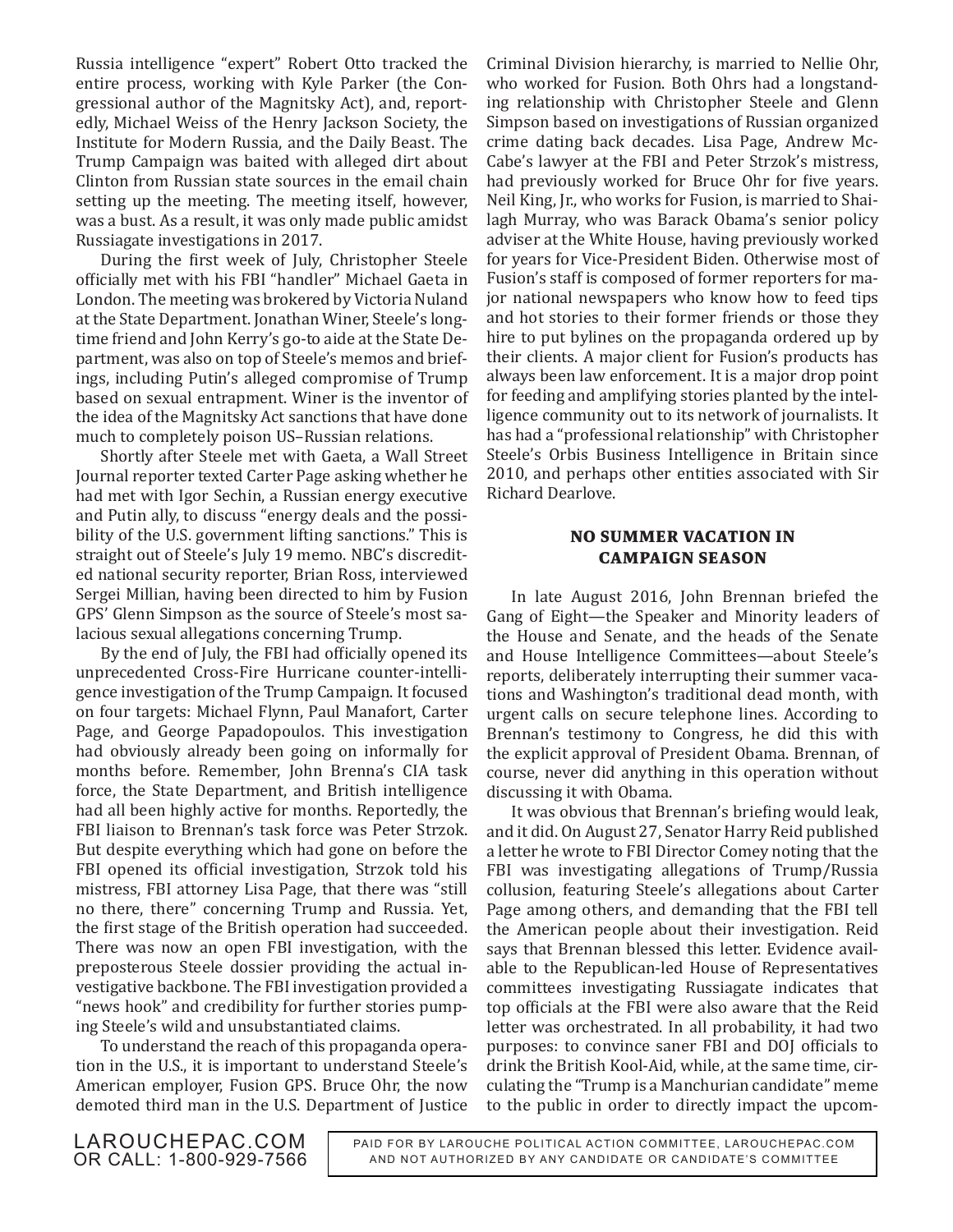Russia intelligence "expert" Robert Otto tracked the entire process, working with Kyle Parker (the Congressional author of the Magnitsky Act), and, reportedly, Michael Weiss of the Henry Jackson Society, the Institute for Modern Russia, and the Daily Beast. The Trump Campaign was baited with alleged dirt about Clinton from Russian state sources in the email chain setting up the meeting. The meeting itself, however, was a bust. As a result, it was only made public amidst Russiagate investigations in 2017.

During the first week of July, Christopher Steele officially met with his FBI "handler" Michael Gaeta in London. The meeting was brokered by Victoria Nuland at the State Department. Jonathan Winer, Steele's longtime friend and John Kerry's go-to aide at the State Department, was also on top of Steele's memos and briefings, including Putin's alleged compromise of Trump based on sexual entrapment. Winer is the inventor of the idea of the Magnitsky Act sanctions that have done much to completely poison US–Russian relations.

Shortly after Steele met with Gaeta, a Wall Street Journal reporter texted Carter Page asking whether he had met with Igor Sechin, a Russian energy executive and Putin ally, to discuss "energy deals and the possibility of the U.S. government lifting sanctions." This is straight out of Steele's July 19 memo. NBC's discredited national security reporter, Brian Ross, interviewed Sergei Millian, having been directed to him by Fusion GPS' Glenn Simpson as the source of Steele's most salacious sexual allegations concerning Trump.

By the end of July, the FBI had officially opened its unprecedented Cross-Fire Hurricane counter-intelligence investigation of the Trump Campaign. It focused on four targets: Michael Flynn, Paul Manafort, Carter Page, and George Papadopoulos. This investigation had obviously already been going on informally for months before. Remember, John Brenna's CIA task force, the State Department, and British intelligence had all been highly active for months. Reportedly, the FBI liaison to Brennan's task force was Peter Strzok. But despite everything which had gone on before the FBI opened its official investigation, Strzok told his mistress, FBI attorney Lisa Page, that there was "still no there, there" concerning Trump and Russia. Yet, the first stage of the British operation had succeeded. There was now an open FBI investigation, with the preposterous Steele dossier providing the actual investigative backbone. The FBI investigation provided a "news hook" and credibility for further stories pumping Steele's wild and unsubstantiated claims.

To understand the reach of this propaganda operation in the U.S., it is important to understand Steele's American employer, Fusion GPS. Bruce Ohr, the now demoted third man in the U.S. Department of Justice Criminal Division hierarchy, is married to Nellie Ohr, who worked for Fusion. Both Ohrs had a longstanding relationship with Christopher Steele and Glenn Simpson based on investigations of Russian organized crime dating back decades. Lisa Page, Andrew McCabe's lawyer at the FBI and Peter Strzok's mistress, had previously worked for Bruce Ohr for five years. Neil King, Jr., who works for Fusion, is married to Shailagh Murray, who was Barack Obama's senior policy adviser at the White House, having previously worked for years for Vice-President Biden. Otherwise most of Fusion's staff is composed of former reporters for major national newspapers who know how to feed tips and hot stories to their former friends or those they hire to put bylines on the propaganda ordered up by their clients. A major client for Fusion's products has always been law enforcement. It is a major drop point for feeding and amplifying stories planted by the intelligence community out to its network of journalists. It has had a "professional relationship" with Christopher Steele's Orbis Business Intelligence in Britain since 2010, and perhaps other entities associated with Sir Richard Dearlove.

## NO SUMMER VACATION IN CAMPAIGN SEASON

In late August 2016, John Brennan briefed the Gang of Eight—the Speaker and Minority leaders of the House and Senate, and the heads of the Senate and House Intelligence Committees—about Steele's reports, deliberately interrupting their summer vacations and Washington's traditional dead month, with urgent calls on secure telephone lines. According to Brennan's testimony to Congress, he did this with the explicit approval of President Obama. Brennan, of course, never did anything in this operation without discussing it with Obama.

It was obvious that Brennan's briefing would leak, and it did. On August 27, Senator Harry Reid published a letter he wrote to FBI Director Comey noting that the FBI was investigating allegations of Trump/Russia collusion, featuring Steele's allegations about Carter Page among others, and demanding that the FBI tell the American people about their investigation. Reid says that Brennan blessed this letter. Evidence available to the Republican-led House of Representatives committees investigating Russiagate indicates that top officials at the FBI were also aware that the Reid letter was orchestrated. In all probability, it had two purposes: to convince saner FBI and DOJ officials to drink the British Kool-Aid, while, at the same time, circulating the "Trump is a Manchurian candidate" meme to the public in order to directly impact the upcom-

LAROUCHEPAC.COM
OR CALL: 1-800-929-7566

PAID FOR BY LAROUCHE POLITICAL ACTION COMMITTEE, LAROUCHEPAC.COM AND NOT AUTHORIZED BY ANY CANDIDATE OR CANDIDATE'S COMMITTEE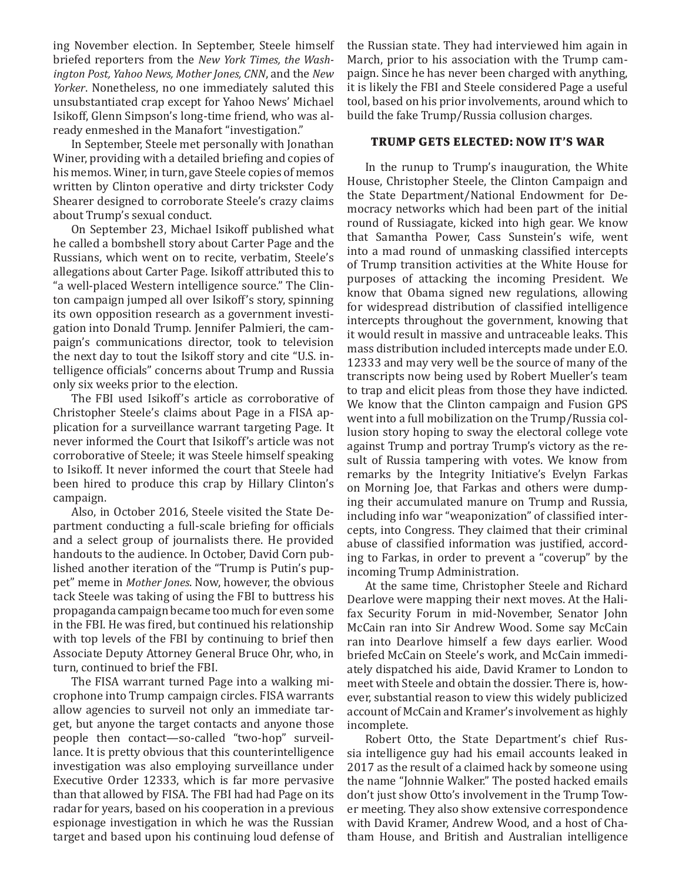ing November election. In September, Steele himself briefed reporters from the *New York Times, the Washington Post, Yahoo News, Mother Jones, CNN*, and the *New Yorker*. Nonetheless, no one immediately saluted this unsubstantiated crap except for Yahoo News' Michael Isikoff, Glenn Simpson's long-time friend, who was already enmeshed in the Manafort "investigation."

In September, Steele met personally with Jonathan Winer, providing with a detailed briefing and copies of his memos. Winer, in turn, gave Steele copies of memos written by Clinton operative and dirty trickster Cody Shearer designed to corroborate Steele's crazy claims about Trump's sexual conduct.

On September 23, Michael Isikoff published what he called a bombshell story about Carter Page and the Russians, which went on to recite, verbatim, Steele's allegations about Carter Page. Isikoff attributed this to "a well-placed Western intelligence source." The Clinton campaign jumped all over Isikoff's story, spinning its own opposition research as a government investigation into Donald Trump. Jennifer Palmieri, the campaign's communications director, took to television the next day to tout the Isikoff story and cite "U.S. intelligence officials" concerns about Trump and Russia only six weeks prior to the election.

The FBI used Isikoff's article as corroborative of Christopher Steele's claims about Page in a FISA application for a surveillance warrant targeting Page. It never informed the Court that Isikoff's article was not corroborative of Steele; it was Steele himself speaking to Isikoff. It never informed the court that Steele had been hired to produce this crap by Hillary Clinton's campaign.

Also, in October 2016, Steele visited the State Department conducting a full-scale briefing for officials and a select group of journalists there. He provided handouts to the audience. In October, David Corn published another iteration of the "Trump is Putin's puppet" meme in *Mother Jones*. Now, however, the obvious tack Steele was taking of using the FBI to buttress his propaganda campaign became too much for even some in the FBI. He was fired, but continued his relationship with top levels of the FBI by continuing to brief then Associate Deputy Attorney General Bruce Ohr, who, in turn, continued to brief the FBI.

The FISA warrant turned Page into a walking microphone into Trump campaign circles. FISA warrants allow agencies to surveil not only an immediate target, but anyone the target contacts and anyone those people then contact—so-called "two-hop" surveillance. It is pretty obvious that this counterintelligence investigation was also employing surveillance under Executive Order 12333, which is far more pervasive than that allowed by FISA. The FBI had had Page on its radar for years, based on his cooperation in a previous espionage investigation in which he was the Russian target and based upon his continuing loud defense of the Russian state. They had interviewed him again in March, prior to his association with the Trump campaign. Since he has never been charged with anything, it is likely the FBI and Steele considered Page a useful tool, based on his prior involvements, around which to build the fake Trump/Russia collusion charges.

## TRUMP GETS ELECTED: NOW IT'S WAR

In the runup to Trump's inauguration, the White House, Christopher Steele, the Clinton Campaign and the State Department/National Endowment for Democracy networks which had been part of the initial round of Russiagate, kicked into high gear. We know that Samantha Power, Cass Sunstein's wife, went into a mad round of unmasking classified intercepts of Trump transition activities at the White House for purposes of attacking the incoming President. We know that Obama signed new regulations, allowing for widespread distribution of classified intelligence intercepts throughout the government, knowing that it would result in massive and untraceable leaks. This mass distribution included intercepts made under E.O. 12333 and may very well be the source of many of the transcripts now being used by Robert Mueller's team to trap and elicit pleas from those they have indicted. We know that the Clinton campaign and Fusion GPS went into a full mobilization on the Trump/Russia collusion story hoping to sway the electoral college vote against Trump and portray Trump's victory as the result of Russia tampering with votes. We know from remarks by the Integrity Initiative's Evelyn Farkas on Morning Joe, that Farkas and others were dumping their accumulated manure on Trump and Russia, including info war "weaponization" of classified intercepts, into Congress. They claimed that their criminal abuse of classified information was justified, according to Farkas, in order to prevent a "coverup" by the incoming Trump Administration.

At the same time, Christopher Steele and Richard Dearlove were mapping their next moves. At the Halifax Security Forum in mid-November, Senator John McCain ran into Sir Andrew Wood. Some say McCain ran into Dearlove himself a few days earlier. Wood briefed McCain on Steele's work, and McCain immediately dispatched his aide, David Kramer to London to meet with Steele and obtain the dossier. There is, however, substantial reason to view this widely publicized account of McCain and Kramer's involvement as highly incomplete.

Robert Otto, the State Department's chief Russia intelligence guy had his email accounts leaked in 2017 as the result of a claimed hack by someone using the name "Johnnie Walker." The posted hacked emails don't just show Otto's involvement in the Trump Tower meeting. They also show extensive correspondence with David Kramer, Andrew Wood, and a host of Chatham House, and British and Australian intelligence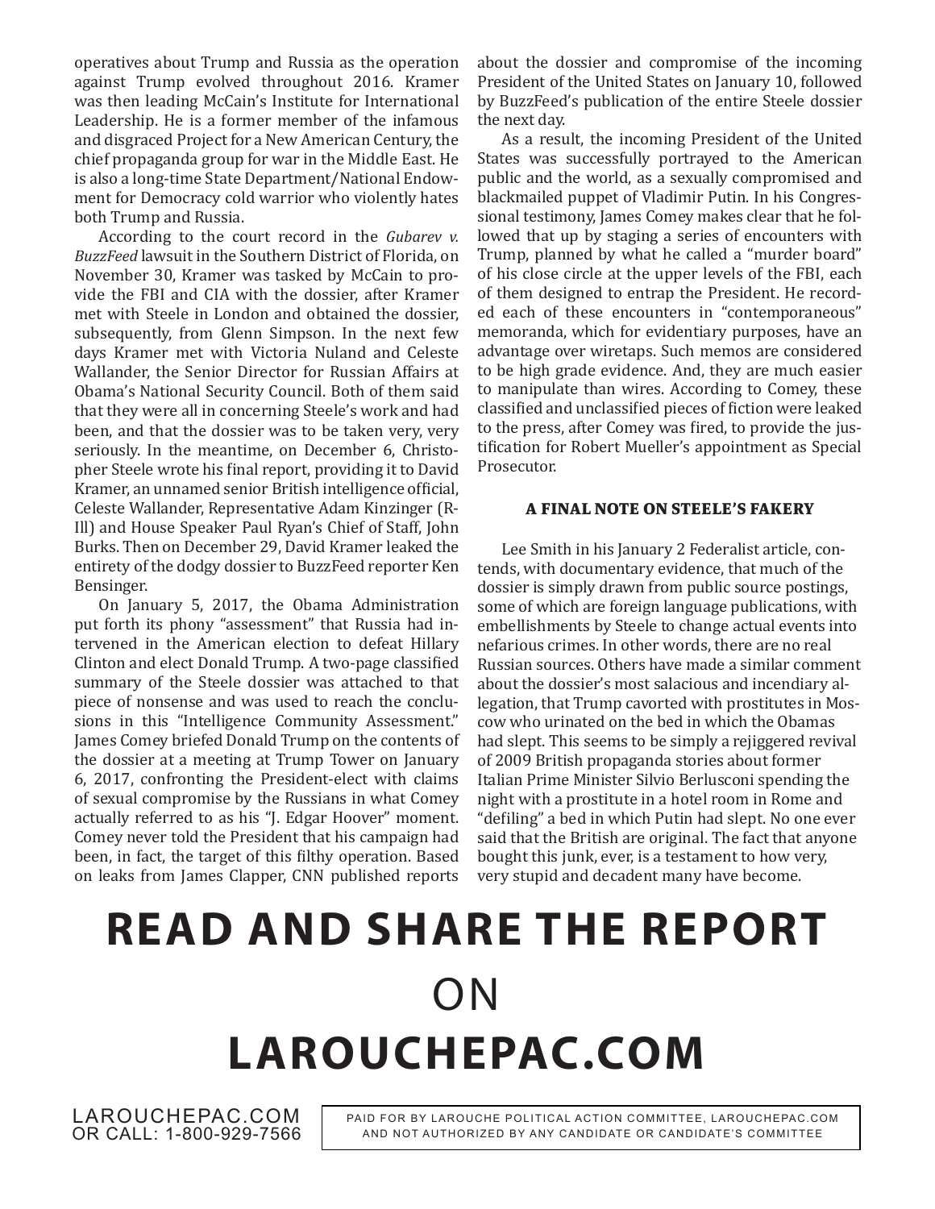operatives about Trump and Russia as the operation against Trump evolved throughout 2016. Kramer was then leading McCain's Institute for International Leadership. He is a former member of the infamous and disgraced Project for a New American Century, the chief propaganda group for war in the Middle East. He is also a long-time State Department/National Endowment for Democracy cold warrior who violently hates both Trump and Russia.

According to the court record in the *Gubarev v. BuzzFeed* lawsuit in the Southern District of Florida, on November 30, Kramer was tasked by McCain to provide the FBI and CIA with the dossier, after Kramer met with Steele in London and obtained the dossier, subsequently, from Glenn Simpson. In the next few days Kramer met with Victoria Nuland and Celeste Wallander, the Senior Director for Russian Affairs at Obama's National Security Council. Both of them said that they were all in concerning Steele's work and had been, and that the dossier was to be taken very, very seriously. In the meantime, on December 6, Christopher Steele wrote his final report, providing it to David Kramer, an unnamed senior British intelligence official, Celeste Wallander, Representative Adam Kinzinger (R-Ill) and House Speaker Paul Ryan's Chief of Staff, John Burks. Then on December 29, David Kramer leaked the entirety of the dodgy dossier to BuzzFeed reporter Ken Bensinger.

On January 5, 2017, the Obama Administration put forth its phony "assessment" that Russia had intervened in the American election to defeat Hillary Clinton and elect Donald Trump. A two-page classified summary of the Steele dossier was attached to that piece of nonsense and was used to reach the conclusions in this "Intelligence Community Assessment." James Comey briefed Donald Trump on the contents of the dossier at a meeting at Trump Tower on January 6, 2017, confronting the President-elect with claims of sexual compromise by the Russians in what Comey actually referred to as his "J. Edgar Hoover" moment. Comey never told the President that his campaign had been, in fact, the target of this filthy operation. Based on leaks from James Clapper, CNN published reports about the dossier and compromise of the incoming President of the United States on January 10, followed by BuzzFeed's publication of the entire Steele dossier the next day.

As a result, the incoming President of the United States was successfully portrayed to the American public and the world, as a sexually compromised and blackmailed puppet of Vladimir Putin. In his Congressional testimony, James Comey makes clear that he followed that up by staging a series of encounters with Trump, planned by what he called a "murder board" of his close circle at the upper levels of the FBI, each of them designed to entrap the President. He recorded each of these encounters in "contemporaneous" memoranda, which for evidentiary purposes, have an advantage over wiretaps. Such memos are considered to be high grade evidence. And, they are much easier to manipulate than wires. According to Comey, these classified and unclassified pieces of fiction were leaked to the press, after Comey was fired, to provide the justification for Robert Mueller's appointment as Special Prosecutor.

### A FINAL NOTE ON STEELE'S FAKERY

Lee Smith in his January 2 Federalist article, contends, with documentary evidence, that much of the dossier is simply drawn from public source postings, some of which are foreign language publications, with embellishments by Steele to change actual events into nefarious crimes. In other words, there are no real Russian sources. Others have made a similar comment about the dossier's most salacious and incendiary allegation, that Trump cavorted with prostitutes in Moscow who urinated on the bed in which the Obamas had slept. This seems to be simply a rejiggered revival of 2009 British propaganda stories about former Italian Prime Minister Silvio Berlusconi spending the night with a prostitute in a hotel room in Rome and "defiling" a bed in which Putin had slept. No one ever said that the British are original. The fact that anyone bought this junk, ever, is a testament to how very, very stupid and decadent many have become.

# READ AND SHARE THE REPORT ON LAROUCHEPAC.COM

LAROUCHEPAC.COM
OR CALL: 1-800-929-7566

PAID FOR BY LAROUCHE POLITICAL ACTION COMMITTEE, LAROUCHEPAC.COM AND NOT AUTHORIZED BY ANY CANDIDATE OR CANDIDATE'S COMMITTEE